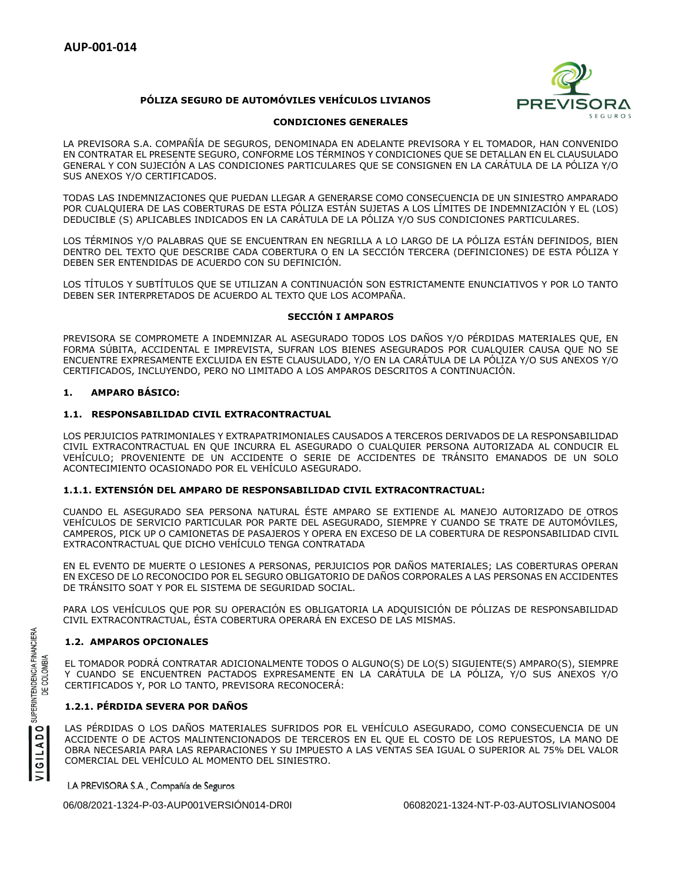AUP-001-014

**PÓLIZA SEGURO DE AUTOMÓVILES VEHÍCULOS LIVIANOS**

**CONDICIONES GENERALES**

LA PREVISORA S.A. COMPAÑÍA DE SEGUROS, DENOMINADA EN ADELANTE PREVISORA Y EL TOMADOR, HAN CONVENIDO EN CONTRATAR EL PRESENTE SEGURO, CONFORME LOS TÉRMINOS Y CONDICIONES QUE SE DETALLAN EN EL CLAUSULADO GENERAL Y CON SUJECIÓN A LAS CONDICIONES PARTICULARES QUE SE CONSIGNEN EN LA CARÁTULA DE LA PÓLIZA Y/O SUS ANEXOS Y/O CERTIFICADOS.

TODAS LAS INDEMNIZACIONES QUE PUEDAN LLEGAR A GENERARSE COMO CONSECUENCIA DE UN SINIESTRO AMPARADO POR CUALQUIERA DE LAS COBERTURAS DE ESTA PÓLIZA ESTÁN SUJETAS A LOS LÍMITES DE INDEMNIZACIÓN Y EL (LOS) DEDUCIBLE (S) APLICABLES INDICADOS EN LA CARÁTULA DE LA PÓLIZA Y/O SUS CONDICIONES PARTICULARES.

LOS TÉRMINOS Y/O PALABRAS QUE SE ENCUENTRAN EN NEGRILLA A LO LARGO DE LA PÓLIZA ESTÁN DEFINIDOS, BIEN DENTRO DEL TEXTO QUE DESCRIBE CADA COBERTURA O EN LA SECCIÓN TERCERA (DEFINICIONES) DE ESTA PÓLIZA Y DEBEN SER ENTENDIDAS DE ACUERDO CON SU DEFINICIÓN.

LOS TÍTULOS Y SUBTÍTULOS QUE SE UTILIZAN A CONTINUACIÓN SON ESTRICTAMENTE ENUNCIATIVOS Y POR LO TANTO DEBEN SER INTERPRETADOS DE ACUERDO AL TEXTO QUE LOS ACOMPAÑA.

## SECCIÓN I AMPAROS

PREVISORA SE COMPROMETE A INDEMNIZAR AL ASEGURADO TODOS LOS DAÑOS Y/O PÉRDIDAS MATERIALES QUE, EN FORMA SÚBITA, ACCIDENTAL E IMPREVISTA, SUFRAN LOS BIENES ASEGURADOS POR CUALQUIER CAUSA QUE NO SE ENCUENTRE EXPRESAMENTE EXCLUIDA EN ESTE CLAUSULADO, Y/O EN LA CARÁTULA DE LA PÓLIZA Y/O SUS ANEXOS Y/O CERTIFICADOS, INCLUYENDO, PERO NO LIMITADO A LOS AMPAROS DESCRITOS A CONTINUACIÓN.

### 1. AMPARO BÁSICO:

#### 1.1. RESPONSABILIDAD CIVIL EXTRACONTRACTUAL

LOS PERJUICIOS PATRIMONIALES Y EXTRAPATRIMONIALES CAUSADOS A TERCEROS DERIVADOS DE LA RESPONSABILIDAD CIVIL EXTRACONTRACTUAL EN QUE INCURRA EL ASEGURADO O CUALQUIER PERSONA AUTORIZADA AL CONDUCIR EL VEHÍCULO; PROVENIENTE DE UN ACCIDENTE O SERIE DE ACCIDENTES DE TRÁNSITO EMANADOS DE UN SOLO ACONTECIMIENTO OCASIONADO POR EL VEHÍCULO ASEGURADO.

#### 1.1.1. EXTENSIÓN DEL AMPARO DE RESPONSABILIDAD CIVIL EXTRACONTRACTUAL:

CUANDO EL ASEGURADO SEA PERSONA NATURAL ÉSTE AMPARO SE EXTIENDE AL MANEJO AUTORIZADO DE OTROS VEHÍCULOS DE SERVICIO PARTICULAR POR PARTE DEL ASEGURADO, SIEMPRE Y CUANDO SE TRATE DE AUTOMÓVILES, CAMPEROS, PICK UP O CAMIONETAS DE PASAJEROS Y OPERA EN EXCESO DE LA COBERTURA DE RESPONSABILIDAD CIVIL EXTRACONTRACTUAL QUE DICHO VEHÍCULO TENGA CONTRATADA

EN EL EVENTO DE MUERTE O LESIONES A PERSONAS, PERJUICIOS POR DAÑOS MATERIALES; LAS COBERTURAS OPERAN EN EXCESO DE LO RECONOCIDO POR EL SEGURO OBLIGATORIO DE DAÑOS CORPORALES A LAS PERSONAS EN ACCIDENTES DE TRÁNSITO SOAT Y POR EL SISTEMA DE SEGURIDAD SOCIAL.

PARA LOS VEHÍCULOS QUE POR SU OPERACIÓN ES OBLIGATORIA LA ADQUISICIÓN DE PÓLIZAS DE RESPONSABILIDAD CIVIL EXTRACONTRACTUAL, ÉSTA COBERTURA OPERARÁ EN EXCESO DE LAS MISMAS.

#### 1.2. AMPAROS OPCIONALES

EL TOMADOR PODRÁ CONTRATAR ADICIONALMENTE TODOS O ALGUNO(S) DE LO(S) SIGUIENTE(S) AMPARO(S), SIEMPRE Y CUANDO SE ENCUENTREN PACTADOS EXPRESAMENTE EN LA CARÁTULA DE LA PÓLIZA, Y/O SUS ANEXOS Y/O CERTIFICADOS Y, POR LO TANTO, PREVISORA RECONOCERÁ:

#### 1.2.1. PÉRDIDA SEVERA POR DAÑOS

LAS PÉRDIDAS O LOS DAÑOS MATERIALES SUFRIDOS POR EL VEHÍCULO ASEGURADO, COMO CONSECUENCIA DE UN ACCIDENTE O DE ACTOS MALINTENCIONADOS DE TERCEROS EN EL QUE EL COSTO DE LOS REPUESTOS, LA MANO DE OBRA NECESARIA PARA LAS REPARACIONES Y SU IMPUESTO A LAS VENTAS SEA IGUAL O SUPERIOR AL 75% DEL VALOR COMERCIAL DEL VEHÍCULO AL MOMENTO DEL SINIESTRO.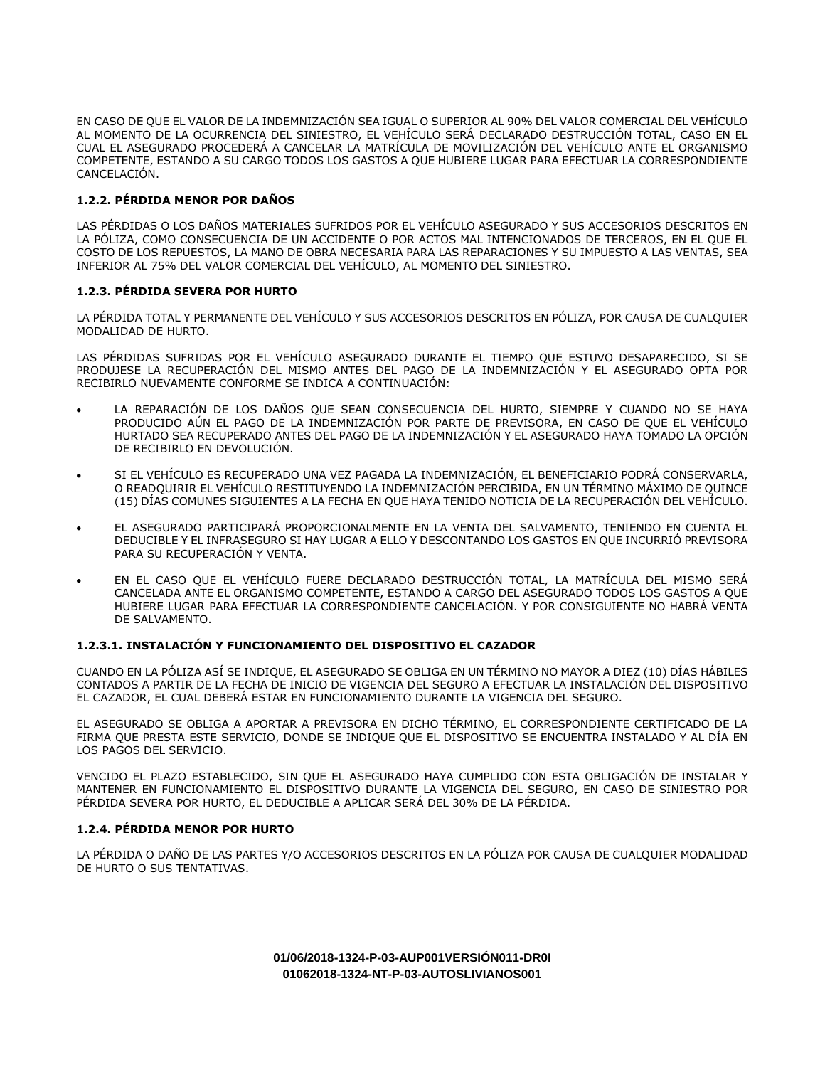EN CASO DE QUE EL VALOR DE LA INDEMNIZACIÓN SEA IGUAL O SUPERIOR AL 90% DEL VALOR COMERCIAL DEL VEHÍCULO AL MOMENTO DE LA OCURRENCIA DEL SINIESTRO, EL VEHÍCULO SERÁ DECLARADO DESTRUCCIÓN TOTAL, CASO EN EL CUAL EL ASEGURADO PROCEDERÁ A CANCELAR LA MATRÍCULA DE MOVILIZACIÓN DEL VEHÍCULO ANTE EL ORGANISMO COMPETENTE, ESTANDO A SU CARGO TODOS LOS GASTOS A QUE HUBIERE LUGAR PARA EFECTUAR LA CORRESPONDIENTE CANCELACIÓN.

#### 1.2.2. PÉRDIDA MENOR POR DAÑOS

LAS PÉRDIDAS O LOS DAÑOS MATERIALES SUFRIDOS POR EL VEHÍCULO ASEGURADO Y SUS ACCESORIOS DESCRITOS EN LA PÓLIZA, COMO CONSECUENCIA DE UN ACCIDENTE O POR ACTOS MAL INTENCIONADOS DE TERCEROS, EN EL QUE EL COSTO DE LOS REPUESTOS, LA MANO DE OBRA NECESARIA PARA LAS REPARACIONES Y SU IMPUESTO A LAS VENTAS, SEA INFERIOR AL 75% DEL VALOR COMERCIAL DEL VEHÍCULO, AL MOMENTO DEL SINIESTRO.

#### 1.2.3. PÉRDIDA SEVERA POR HURTO

LA PÉRDIDA TOTAL Y PERMANENTE DEL VEHÍCULO Y SUS ACCESORIOS DESCRITOS EN PÓLIZA, POR CAUSA DE CUALQUIER MODALIDAD DE HURTO.

LAS PÉRDIDAS SUFRIDAS POR EL VEHÍCULO ASEGURADO DURANTE EL TIEMPO QUE ESTUVO DESAPARECIDO, SI SE PRODUJESE LA RECUPERACIÓN DEL MISMO ANTES DEL PAGO DE LA INDEMNIZACIÓN Y EL ASEGURADO OPTA POR RECIBIRLO NUEVAMENTE CONFORME SE INDICA A CONTINUACIÓN:

- LA REPARACIÓN DE LOS DAÑOS QUE SEAN CONSECUENCIA DEL HURTO, SIEMPRE Y CUANDO NO SE HAYA PRODUCIDO AÚN EL PAGO DE LA INDEMNIZACIÓN POR PARTE DE PREVISORA, EN CASO DE QUE EL VEHÍCULO HURTADO SEA RECUPERADO ANTES DEL PAGO DE LA INDEMNIZACIÓN Y EL ASEGURADO HAYA TOMADO LA OPCIÓN DE RECIBIRLO EN DEVOLUCIÓN.

- SI EL VEHÍCULO ES RECUPERADO UNA VEZ PAGADA LA INDEMNIZACIÓN, EL BENEFICIARIO PODRÁ CONSERVARLA, O READQUIRIR EL VEHÍCULO RESTITUYENDO LA INDEMNIZACIÓN PERCIBIDA, EN UN TÉRMINO MÁXIMO DE QUINCE (15) DÍAS COMUNES SIGUIENTES A LA FECHA EN QUE HAYA TENIDO NOTICIA DE LA RECUPERACIÓN DEL VEHÍCULO.

- EL ASEGURADO PARTICIPARÁ PROPORCIONALMENTE EN LA VENTA DEL SALVAMENTO, TENIENDO EN CUENTA EL DEDUCIBLE Y EL INFRASEGURO SI HAY LUGAR A ELLO Y DESCONTANDO LOS GASTOS EN QUE INCURRIÓ PREVISORA PARA SU RECUPERACIÓN Y VENTA.

- EN EL CASO QUE EL VEHÍCULO FUERE DECLARADO DESTRUCCIÓN TOTAL, LA MATRÍCULA DEL MISMO SERÁ CANCELADA ANTE EL ORGANISMO COMPETENTE, ESTANDO A CARGO DEL ASEGURADO TODOS LOS GASTOS A QUE HUBIERE LUGAR PARA EFECTUAR LA CORRESPONDIENTE CANCELACIÓN. Y POR CONSIGUIENTE NO HABRÁ VENTA DE SALVAMENTO.

##### 1.2.3.1. INSTALACIÓN Y FUNCIONAMIENTO DEL DISPOSITIVO EL CAZADOR

CUANDO EN LA PÓLIZA ASÍ SE INDIQUE, EL ASEGURADO SE OBLIGA EN UN TÉRMINO NO MAYOR A DIEZ (10) DÍAS HÁBILES CONTADOS A PARTIR DE LA FECHA DE INICIO DE VIGENCIA DEL SEGURO A EFECTUAR LA INSTALACIÓN DEL DISPOSITIVO EL CAZADOR, EL CUAL DEBERÁ ESTAR EN FUNCIONAMIENTO DURANTE LA VIGENCIA DEL SEGURO.

EL ASEGURADO SE OBLIGA A APORTAR A PREVISORA EN DICHO TÉRMINO, EL CORRESPONDIENTE CERTIFICADO DE LA FIRMA QUE PRESTA ESTE SERVICIO, DONDE SE INDIQUE QUE EL DISPOSITIVO SE ENCUENTRA INSTALADO Y AL DÍA EN LOS PAGOS DEL SERVICIO.

VENCIDO EL PLAZO ESTABLECIDO, SIN QUE EL ASEGURADO HAYA CUMPLIDO CON ESTA OBLIGACIÓN DE INSTALAR Y MANTENER EN FUNCIONAMIENTO EL DISPOSITIVO DURANTE LA VIGENCIA DEL SEGURO, EN CASO DE SINIESTRO POR PÉRDIDA SEVERA POR HURTO, EL DEDUCIBLE A APLICAR SERÁ DEL 30% DE LA PÉRDIDA.

#### 1.2.4. PÉRDIDA MENOR POR HURTO

LA PÉRDIDA O DAÑO DE LAS PARTES Y/O ACCESORIOS DESCRITOS EN LA PÓLIZA POR CAUSA DE CUALQUIER MODALIDAD DE HURTO O SUS TENTATIVAS.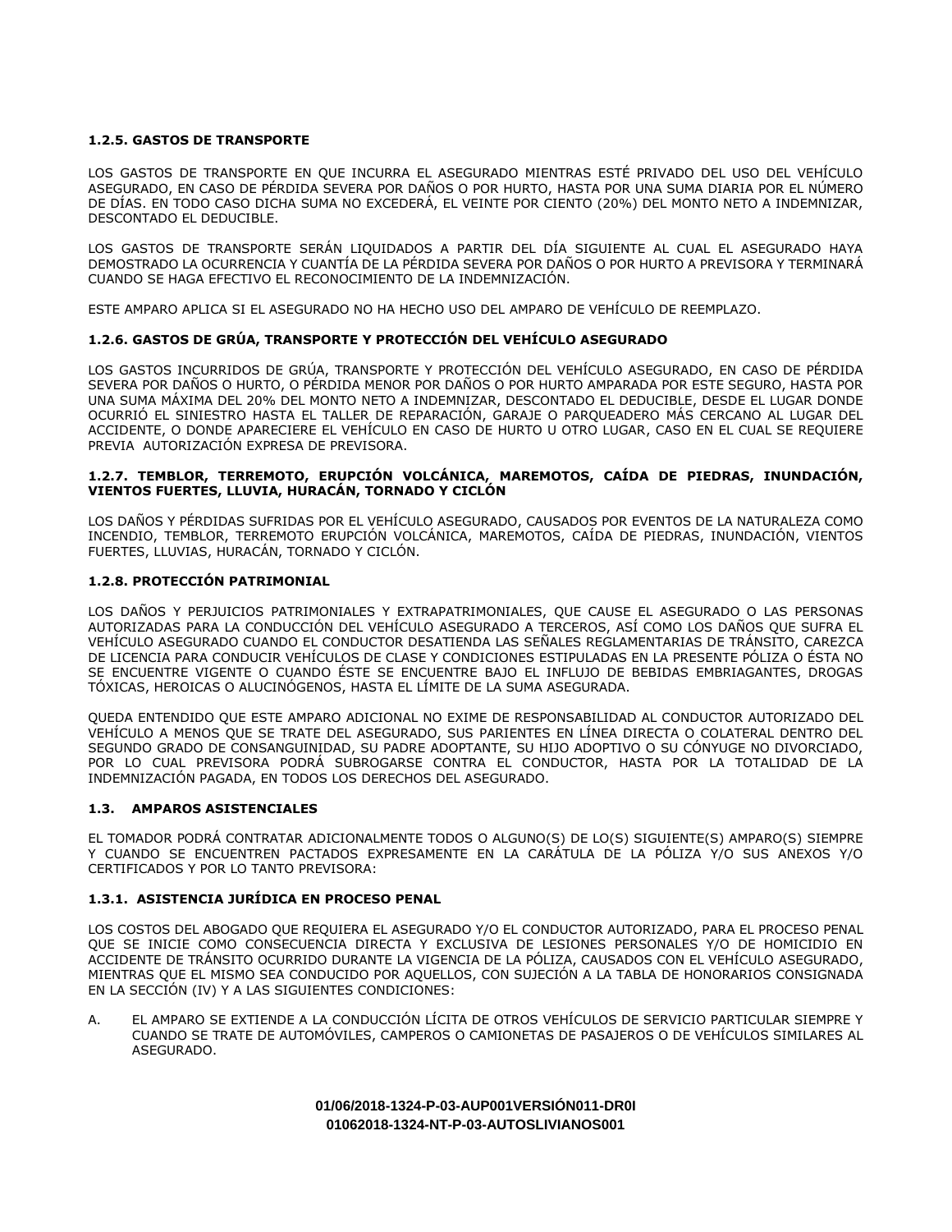### 1.2.5. GASTOS DE TRANSPORTE

LOS GASTOS DE TRANSPORTE EN QUE INCURRA EL ASEGURADO MIENTRAS ESTÉ PRIVADO DEL USO DEL VEHÍCULO ASEGURADO, EN CASO DE PÉRDIDA SEVERA POR DAÑOS O POR HURTO, HASTA POR UNA SUMA DIARIA POR EL NÚMERO DE DÍAS. EN TODO CASO DICHA SUMA NO EXCEDERÁ, EL VEINTE POR CIENTO (20%) DEL MONTO NETO A INDEMNIZAR, DESCONTADO EL DEDUCIBLE.

LOS GASTOS DE TRANSPORTE SERÁN LIQUIDADOS A PARTIR DEL DÍA SIGUIENTE AL CUAL EL ASEGURADO HAYA DEMOSTRADO LA OCURRENCIA Y CUANTÍA DE LA PÉRDIDA SEVERA POR DAÑOS O POR HURTO A PREVISORA Y TERMINARÁ CUANDO SE HAGA EFECTIVO EL RECONOCIMIENTO DE LA INDEMNIZACIÓN.

ESTE AMPARO APLICA SI EL ASEGURADO NO HA HECHO USO DEL AMPARO DE VEHÍCULO DE REEMPLAZO.

### 1.2.6. GASTOS DE GRÚA, TRANSPORTE Y PROTECCIÓN DEL VEHÍCULO ASEGURADO

LOS GASTOS INCURRIDOS DE GRÚA, TRANSPORTE Y PROTECCIÓN DEL VEHÍCULO ASEGURADO, EN CASO DE PÉRDIDA SEVERA POR DAÑOS O HURTO, O PÉRDIDA MENOR POR DAÑOS O POR HURTO AMPARADA POR ESTE SEGURO, HASTA POR UNA SUMA MÁXIMA DEL 20% DEL MONTO NETO A INDEMNIZAR, DESCONTADO EL DEDUCIBLE, DESDE EL LUGAR DONDE OCURRIÓ EL SINIESTRO HASTA EL TALLER DE REPARACIÓN, GARAJE O PARQUEADERO MÁS CERCANO AL LUGAR DEL ACCIDENTE, O DONDE APARECIERE EL VEHÍCULO EN CASO DE HURTO U OTRO LUGAR, CASO EN EL CUAL SE REQUIERE PREVIA AUTORIZACIÓN EXPRESA DE PREVISORA.

### 1.2.7. TEMBLOR, TERREMOTO, ERUPCIÓN VOLCÁNICA, MAREMOTOS, CAÍDA DE PIEDRAS, INUNDACIÓN, VIENTOS FUERTES, LLUVIA, HURACÁN, TORNADO Y CICLÓN

LOS DAÑOS Y PÉRDIDAS SUFRIDAS POR EL VEHÍCULO ASEGURADO, CAUSADOS POR EVENTOS DE LA NATURALEZA COMO INCENDIO, TEMBLOR, TERREMOTO ERUPCIÓN VOLCÁNICA, MAREMOTOS, CAÍDA DE PIEDRAS, INUNDACIÓN, VIENTOS FUERTES, LLUVIAS, HURACÁN, TORNADO Y CICLÓN.

### 1.2.8. PROTECCIÓN PATRIMONIAL

LOS DAÑOS Y PERJUICIOS PATRIMONIALES Y EXTRAPATRIMONIALES, QUE CAUSE EL ASEGURADO O LAS PERSONAS AUTORIZADAS PARA LA CONDUCCIÓN DEL VEHÍCULO ASEGURADO A TERCEROS, ASÍ COMO LOS DAÑOS QUE SUFRA EL VEHÍCULO ASEGURADO CUANDO EL CONDUCTOR DESATIENDA LAS SEÑALES REGLAMENTARIAS DE TRÁNSITO, CAREZCA DE LICENCIA PARA CONDUCIR VEHÍCULOS DE CLASE Y CONDICIONES ESTIPULADAS EN LA PRESENTE PÓLIZA O ÉSTA NO SE ENCUENTRE VIGENTE O CUANDO ÉSTE SE ENCUENTRE BAJO EL INFLUJO DE BEBIDAS EMBRIAGANTES, DROGAS TÓXICAS, HEROICAS O ALUCINÓGENOS, HASTA EL LÍMITE DE LA SUMA ASEGURADA.

QUEDA ENTENDIDO QUE ESTE AMPARO ADICIONAL NO EXIME DE RESPONSABILIDAD AL CONDUCTOR AUTORIZADO DEL VEHÍCULO A MENOS QUE SE TRATE DEL ASEGURADO, SUS PARIENTES EN LÍNEA DIRECTA O COLATERAL DENTRO DEL SEGUNDO GRADO DE CONSANGUINIDAD, SU PADRE ADOPTANTE, SU HIJO ADOPTIVO O SU CÓNYUGE NO DIVORCIADO, POR LO CUAL PREVISORA PODRÁ SUBROGARSE CONTRA EL CONDUCTOR, HASTA POR LA TOTALIDAD DE LA INDEMNIZACIÓN PAGADA, EN TODOS LOS DERECHOS DEL ASEGURADO.

### 1.3. AMPAROS ASISTENCIALES

EL TOMADOR PODRÁ CONTRATAR ADICIONALMENTE TODOS O ALGUNO(S) DE LO(S) SIGUIENTE(S) AMPARO(S) SIEMPRE Y CUANDO SE ENCUENTREN PACTADOS EXPRESAMENTE EN LA CARÁTULA DE LA PÓLIZA Y/O SUS ANEXOS Y/O CERTIFICADOS Y POR LO TANTO PREVISORA:

### 1.3.1. ASISTENCIA JURÍDICA EN PROCESO PENAL

LOS COSTOS DEL ABOGADO QUE REQUIERA EL ASEGURADO Y/O EL CONDUCTOR AUTORIZADO, PARA EL PROCESO PENAL QUE SE INICIE COMO CONSECUENCIA DIRECTA Y EXCLUSIVA DE LESIONES PERSONALES Y/O DE HOMICIDIO EN ACCIDENTE DE TRÁNSITO OCURRIDO DURANTE LA VIGENCIA DE LA PÓLIZA, CAUSADOS CON EL VEHÍCULO ASEGURADO, MIENTRAS QUE EL MISMO SEA CONDUCIDO POR AQUELLOS, CON SUJECIÓN A LA TABLA DE HONORARIOS CONSIGNADA EN LA SECCIÓN (IV) Y A LAS SIGUIENTES CONDICIONES:

A. EL AMPARO SE EXTIENDE A LA CONDUCCIÓN LÍCITA DE OTROS VEHÍCULOS DE SERVICIO PARTICULAR SIEMPRE Y CUANDO SE TRATE DE AUTOMÓVILES, CAMPEROS O CAMIONETAS DE PASAJEROS O DE VEHÍCULOS SIMILARES AL ASEGURADO.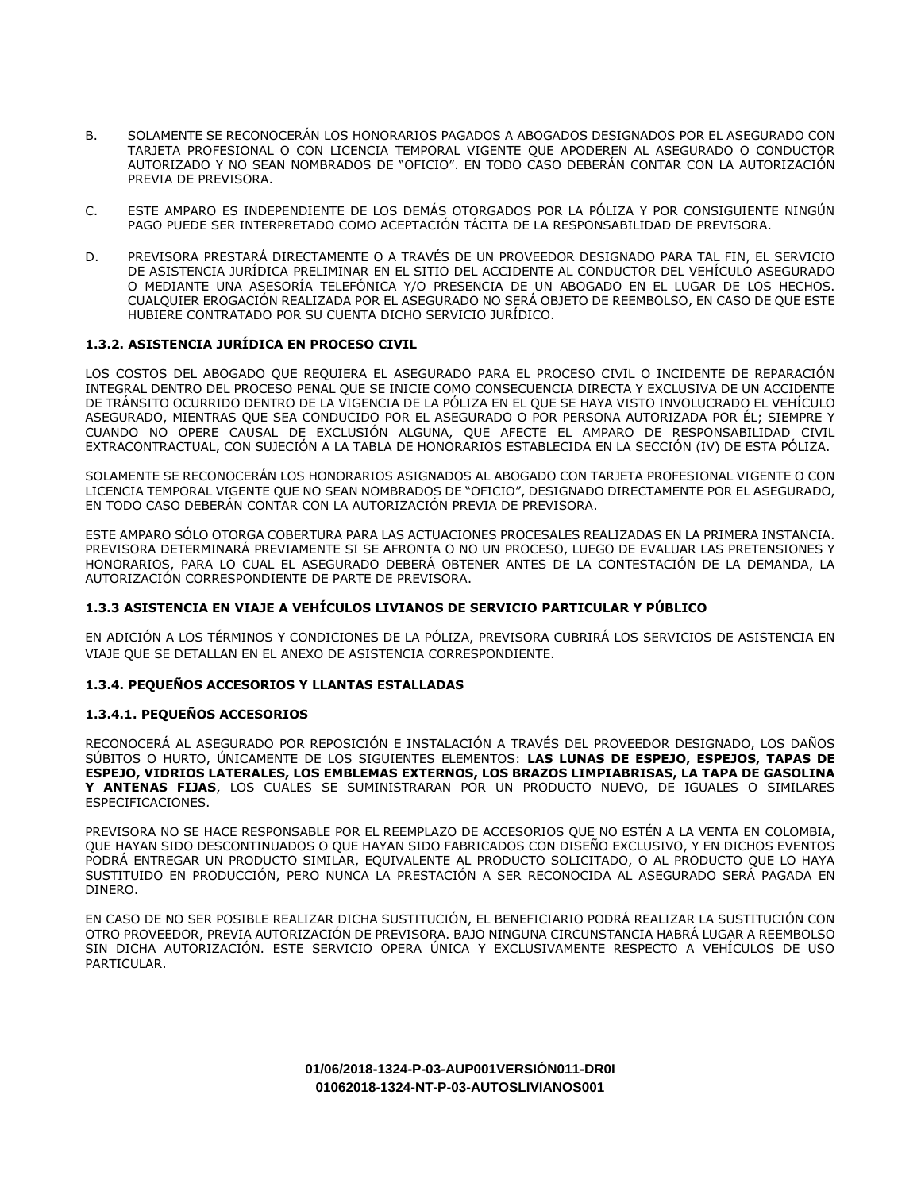B. SOLAMENTE SE RECONOCERÁN LOS HONORARIOS PAGADOS A ABOGADOS DESIGNADOS POR EL ASEGURADO CON TARJETA PROFESIONAL O CON LICENCIA TEMPORAL VIGENTE QUE APODEREN AL ASEGURADO O CONDUCTOR AUTORIZADO Y NO SEAN NOMBRADOS DE "OFICIO". EN TODO CASO DEBERÁN CONTAR CON LA AUTORIZACIÓN PREVIA DE PREVISORA.

C. ESTE AMPARO ES INDEPENDIENTE DE LOS DEMÁS OTORGADOS POR LA PÓLIZA Y POR CONSIGUIENTE NINGÚN PAGO PUEDE SER INTERPRETADO COMO ACEPTACIÓN TÁCITA DE LA RESPONSABILIDAD DE PREVISORA.

D. PREVISORA PRESTARÁ DIRECTAMENTE O A TRAVÉS DE UN PROVEEDOR DESIGNADO PARA TAL FIN, EL SERVICIO DE ASISTENCIA JURÍDICA PRELIMINAR EN EL SITIO DEL ACCIDENTE AL CONDUCTOR DEL VEHÍCULO ASEGURADO O MEDIANTE UNA ASESORÍA TELEFÓNICA Y/O PRESENCIA DE UN ABOGADO EN EL LUGAR DE LOS HECHOS. CUALQUIER EROGACIÓN REALIZADA POR EL ASEGURADO NO SERÁ OBJETO DE REEMBOLSO, EN CASO DE QUE ESTE HUBIERE CONTRATADO POR SU CUENTA DICHO SERVICIO JURÍDICO.

### 1.3.2. ASISTENCIA JURÍDICA EN PROCESO CIVIL

LOS COSTOS DEL ABOGADO QUE REQUIERA EL ASEGURADO PARA EL PROCESO CIVIL O INCIDENTE DE REPARACIÓN INTEGRAL DENTRO DEL PROCESO PENAL QUE SE INICIE COMO CONSECUENCIA DIRECTA Y EXCLUSIVA DE UN ACCIDENTE DE TRÁNSITO OCURRIDO DENTRO DE LA VIGENCIA DE LA PÓLIZA EN EL QUE SE HAYA VISTO INVOLUCRADO EL VEHÍCULO ASEGURADO, MIENTRAS QUE SEA CONDUCIDO POR EL ASEGURADO O POR PERSONA AUTORIZADA POR ÉL; SIEMPRE Y CUANDO NO OPERE CAUSAL DE EXCLUSIÓN ALGUNA, QUE AFECTE EL AMPARO DE RESPONSABILIDAD CIVIL EXTRACONTRACTUAL, CON SUJECIÓN A LA TABLA DE HONORARIOS ESTABLECIDA EN LA SECCIÓN (IV) DE ESTA PÓLIZA.

SOLAMENTE SE RECONOCERÁN LOS HONORARIOS ASIGNADOS AL ABOGADO CON TARJETA PROFESIONAL VIGENTE O CON LICENCIA TEMPORAL VIGENTE QUE NO SEAN NOMBRADOS DE "OFICIO", DESIGNADO DIRECTAMENTE POR EL ASEGURADO, EN TODO CASO DEBERÁN CONTAR CON LA AUTORIZACIÓN PREVIA DE PREVISORA.

ESTE AMPARO SÓLO OTORGA COBERTURA PARA LAS ACTUACIONES PROCESALES REALIZADAS EN LA PRIMERA INSTANCIA. PREVISORA DETERMINARÁ PREVIAMENTE SI SE AFRONTA O NO UN PROCESO, LUEGO DE EVALUAR LAS PRETENSIONES Y HONORARIOS, PARA LO CUAL EL ASEGURADO DEBERÁ OBTENER ANTES DE LA CONTESTACIÓN DE LA DEMANDA, LA AUTORIZACIÓN CORRESPONDIENTE DE PARTE DE PREVISORA.

### 1.3.3 ASISTENCIA EN VIAJE A VEHÍCULOS LIVIANOS DE SERVICIO PARTICULAR Y PÚBLICO

EN ADICIÓN A LOS TÉRMINOS Y CONDICIONES DE LA PÓLIZA, PREVISORA CUBRIRÁ LOS SERVICIOS DE ASISTENCIA EN VIAJE QUE SE DETALLAN EN EL ANEXO DE ASISTENCIA CORRESPONDIENTE.

### 1.3.4. PEQUEÑOS ACCESORIOS Y LLANTAS ESTALLADAS

#### 1.3.4.1. PEQUEÑOS ACCESORIOS

RECONOCERÁ AL ASEGURADO POR REPOSICIÓN E INSTALACIÓN A TRAVÉS DEL PROVEEDOR DESIGNADO, LOS DAÑOS SÚBITOS O HURTO, ÚNICAMENTE DE LOS SIGUIENTES ELEMENTOS: **LAS LUNAS DE ESPEJO, ESPEJOS, TAPAS DE ESPEJO, VIDRIOS LATERALES, LOS EMBLEMAS EXTERNOS, LOS BRAZOS LIMPIABRISAS, LA TAPA DE GASOLINA Y ANTENAS FIJAS**, LOS CUALES SE SUMINISTRARAN POR UN PRODUCTO NUEVO, DE IGUALES O SIMILARES ESPECIFICACIONES.

PREVISORA NO SE HACE RESPONSABLE POR EL REEMPLAZO DE ACCESORIOS QUE NO ESTÉN A LA VENTA EN COLOMBIA, QUE HAYAN SIDO DESCONTINUADOS O QUE HAYAN SIDO FABRICADOS CON DISEÑO EXCLUSIVO, Y EN DICHOS EVENTOS PODRÁ ENTREGAR UN PRODUCTO SIMILAR, EQUIVALENTE AL PRODUCTO SOLICITADO, O AL PRODUCTO QUE LO HAYA SUSTITUIDO EN PRODUCCIÓN, PERO NUNCA LA PRESTACIÓN A SER RECONOCIDA AL ASEGURADO SERÁ PAGADA EN DINERO.

EN CASO DE NO SER POSIBLE REALIZAR DICHA SUSTITUCIÓN, EL BENEFICIARIO PODRÁ REALIZAR LA SUSTITUCIÓN CON OTRO PROVEEDOR, PREVIA AUTORIZACIÓN DE PREVISORA. BAJO NINGUNA CIRCUNSTANCIA HABRÁ LUGAR A REEMBOLSO SIN DICHA AUTORIZACIÓN. ESTE SERVICIO OPERA ÚNICA Y EXCLUSIVAMENTE RESPECTO A VEHÍCULOS DE USO PARTICULAR.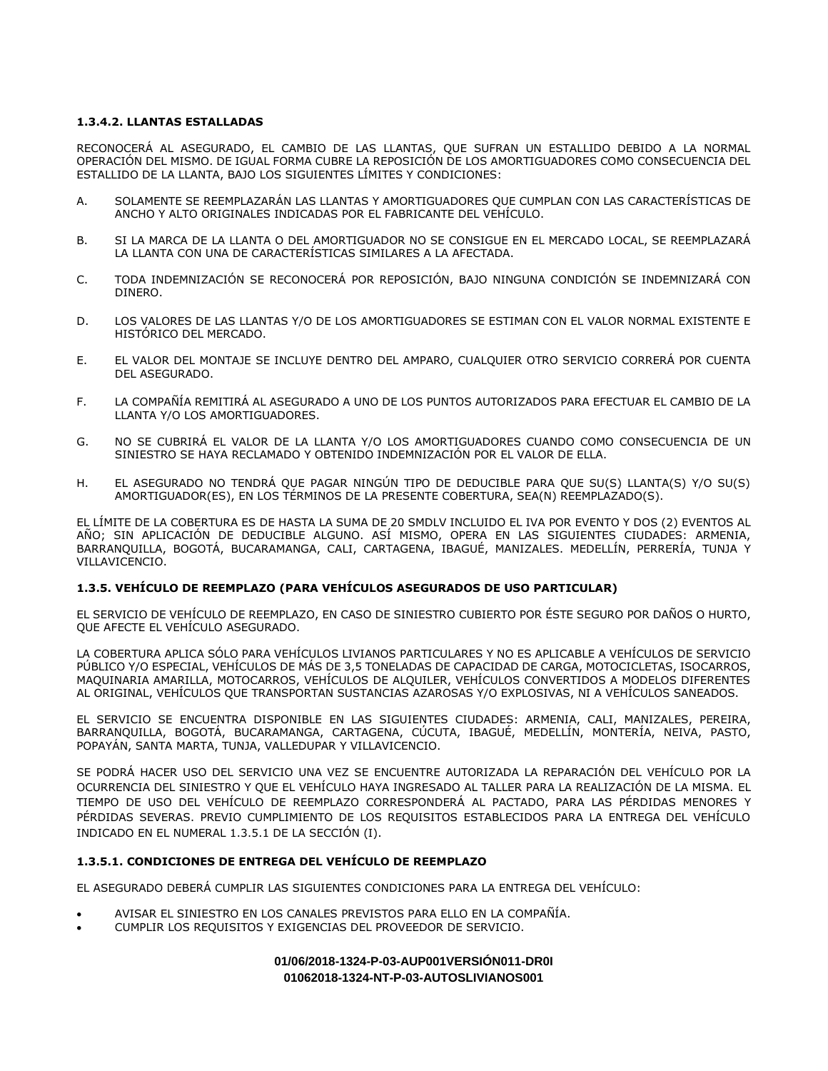#### 1.3.4.2. LLANTAS ESTALLADAS

RECONOCERÁ AL ASEGURADO, EL CAMBIO DE LAS LLANTAS, QUE SUFRAN UN ESTALLIDO DEBIDO A LA NORMAL OPERACIÓN DEL MISMO. DE IGUAL FORMA CUBRE LA REPOSICIÓN DE LOS AMORTIGUADORES COMO CONSECUENCIA DEL ESTALLIDO DE LA LLANTA, BAJO LOS SIGUIENTES LÍMITES Y CONDICIONES:

A. SOLAMENTE SE REEMPLAZARÁN LAS LLANTAS Y AMORTIGUADORES QUE CUMPLAN CON LAS CARACTERÍSTICAS DE ANCHO Y ALTO ORIGINALES INDICADAS POR EL FABRICANTE DEL VEHÍCULO.

B. SI LA MARCA DE LA LLANTA O DEL AMORTIGUADOR NO SE CONSIGUE EN EL MERCADO LOCAL, SE REEMPLAZARÁ LA LLANTA CON UNA DE CARACTERÍSTICAS SIMILARES A LA AFECTADA.

C. TODA INDEMNIZACIÓN SE RECONOCERÁ POR REPOSICIÓN, BAJO NINGUNA CONDICIÓN SE INDEMNIZARÁ CON DINERO.

D. LOS VALORES DE LAS LLANTAS Y/O DE LOS AMORTIGUADORES SE ESTIMAN CON EL VALOR NORMAL EXISTENTE E HISTÓRICO DEL MERCADO.

E. EL VALOR DEL MONTAJE SE INCLUYE DENTRO DEL AMPARO, CUALQUIER OTRO SERVICIO CORRERÁ POR CUENTA DEL ASEGURADO.

F. LA COMPAÑÍA REMITIRÁ AL ASEGURADO A UNO DE LOS PUNTOS AUTORIZADOS PARA EFECTUAR EL CAMBIO DE LA LLANTA Y/O LOS AMORTIGUADORES.

G. NO SE CUBRIRÁ EL VALOR DE LA LLANTA Y/O LOS AMORTIGUADORES CUANDO COMO CONSECUENCIA DE UN SINIESTRO SE HAYA RECLAMADO Y OBTENIDO INDEMNIZACIÓN POR EL VALOR DE ELLA.

H. EL ASEGURADO NO TENDRÁ QUE PAGAR NINGÚN TIPO DE DEDUCIBLE PARA QUE SU(S) LLANTA(S) Y/O SU(S) AMORTIGUADOR(ES), EN LOS TÉRMINOS DE LA PRESENTE COBERTURA, SEA(N) REEMPLAZADO(S).

EL LÍMITE DE LA COBERTURA ES DE HASTA LA SUMA DE 20 SMDLV INCLUIDO EL IVA POR EVENTO Y DOS (2) EVENTOS AL AÑO; SIN APLICACIÓN DE DEDUCIBLE ALGUNO. ASÍ MISMO, OPERA EN LAS SIGUIENTES CIUDADES: ARMENIA, BARRANQUILLA, BOGOTÁ, BUCARAMANGA, CALI, CARTAGENA, IBAGUÉ, MANIZALES. MEDELLÍN, PERRERÍA, TUNJA Y VILLAVICENCIO.

### 1.3.5. VEHÍCULO DE REEMPLAZO (PARA VEHÍCULOS ASEGURADOS DE USO PARTICULAR)

EL SERVICIO DE VEHÍCULO DE REEMPLAZO, EN CASO DE SINIESTRO CUBIERTO POR ÉSTE SEGURO POR DAÑOS O HURTO, QUE AFECTE EL VEHÍCULO ASEGURADO.

LA COBERTURA APLICA SÓLO PARA VEHÍCULOS LIVIANOS PARTICULARES Y NO ES APLICABLE A VEHÍCULOS DE SERVICIO PÚBLICO Y/O ESPECIAL, VEHÍCULOS DE MÁS DE 3,5 TONELADAS DE CAPACIDAD DE CARGA, MOTOCICLETAS, ISOCARROS, MAQUINARIA AMARILLA, MOTOCARROS, VEHÍCULOS DE ALQUILER, VEHÍCULOS CONVERTIDOS A MODELOS DIFERENTES AL ORIGINAL, VEHÍCULOS QUE TRANSPORTAN SUSTANCIAS AZAROSAS Y/O EXPLOSIVAS, NI A VEHÍCULOS SANEADOS.

EL SERVICIO SE ENCUENTRA DISPONIBLE EN LAS SIGUIENTES CIUDADES: ARMENIA, CALI, MANIZALES, PEREIRA, BARRANQUILLA, BOGOTÁ, BUCARAMANGA, CARTAGENA, CÚCUTA, IBAGUÉ, MEDELLÍN, MONTERÍA, NEIVA, PASTO, POPAYÁN, SANTA MARTA, TUNJA, VALLEDUPAR Y VILLAVICENCIO.

SE PODRÁ HACER USO DEL SERVICIO UNA VEZ SE ENCUENTRE AUTORIZADA LA REPARACIÓN DEL VEHÍCULO POR LA OCURRENCIA DEL SINIESTRO Y QUE EL VEHÍCULO HAYA INGRESADO AL TALLER PARA LA REALIZACIÓN DE LA MISMA. EL TIEMPO DE USO DEL VEHÍCULO DE REEMPLAZO CORRESPONDERÁ AL PACTADO, PARA LAS PÉRDIDAS MENORES Y PÉRDIDAS SEVERAS. PREVIO CUMPLIMIENTO DE LOS REQUISITOS ESTABLECIDOS PARA LA ENTREGA DEL VEHÍCULO INDICADO EN EL NUMERAL 1.3.5.1 DE LA SECCIÓN (I).

#### 1.3.5.1. CONDICIONES DE ENTREGA DEL VEHÍCULO DE REEMPLAZO

EL ASEGURADO DEBERÁ CUMPLIR LAS SIGUIENTES CONDICIONES PARA LA ENTREGA DEL VEHÍCULO:

- AVISAR EL SINIESTRO EN LOS CANALES PREVISTOS PARA ELLO EN LA COMPAÑÍA.
- CUMPLIR LOS REQUISITOS Y EXIGENCIAS DEL PROVEEDOR DE SERVICIO.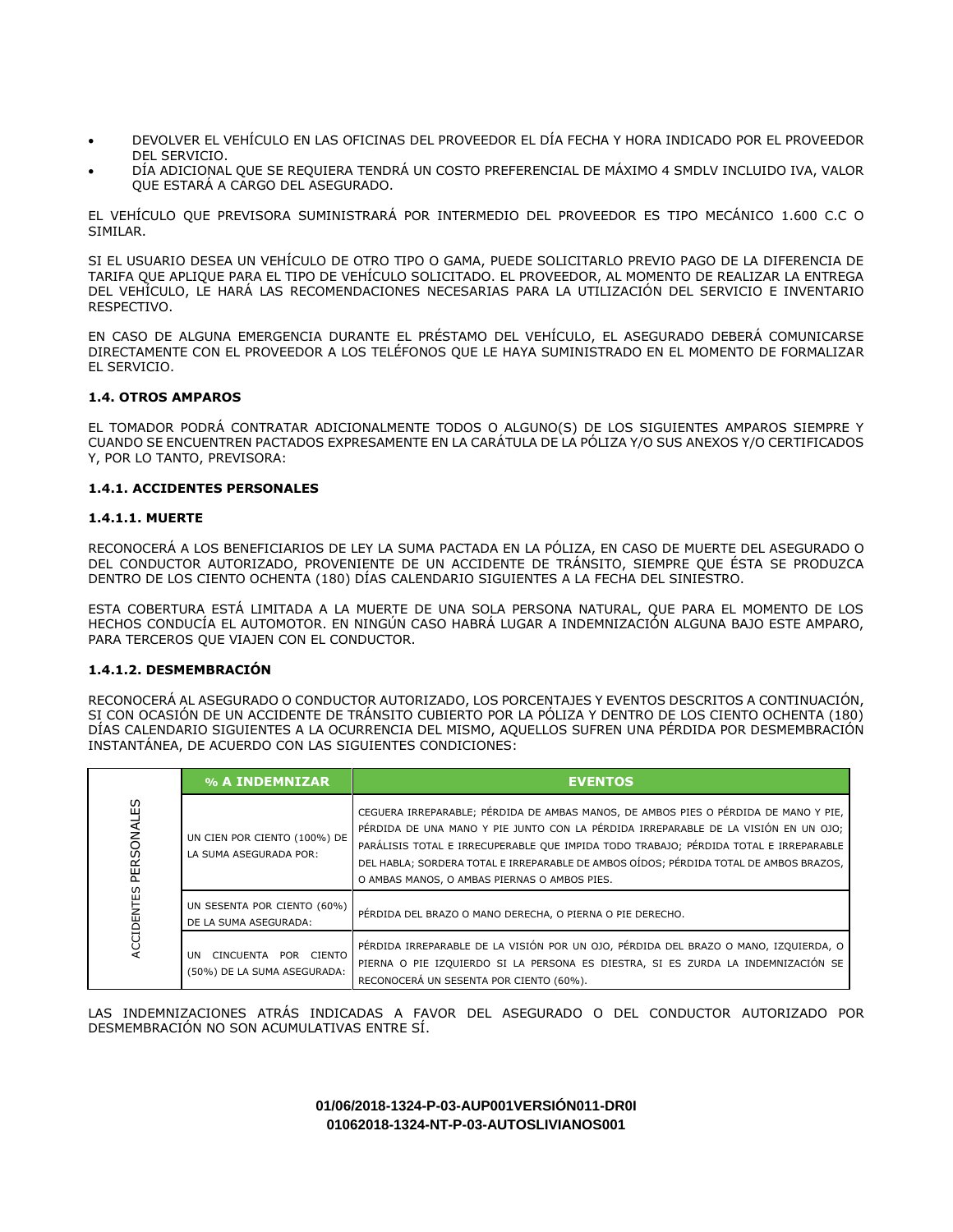- DEVOLVER EL VEHÍCULO EN LAS OFICINAS DEL PROVEEDOR EL DÍA FECHA Y HORA INDICADO POR EL PROVEEDOR DEL SERVICIO.
- DÍA ADICIONAL QUE SE REQUIERA TENDRÁ UN COSTO PREFERENCIAL DE MÁXIMO 4 SMDLV INCLUIDO IVA, VALOR QUE ESTARÁ A CARGO DEL ASEGURADO.

EL VEHÍCULO QUE PREVISORA SUMINISTRARÁ POR INTERMEDIO DEL PROVEEDOR ES TIPO MECÁNICO 1.600 C.C O SIMILAR.

SI EL USUARIO DESEA UN VEHÍCULO DE OTRO TIPO O GAMA, PUEDE SOLICITARLO PREVIO PAGO DE LA DIFERENCIA DE TARIFA QUE APLIQUE PARA EL TIPO DE VEHÍCULO SOLICITADO. EL PROVEEDOR, AL MOMENTO DE REALIZAR LA ENTREGA DEL VEHÍCULO, LE HARÁ LAS RECOMENDACIONES NECESARIAS PARA LA UTILIZACIÓN DEL SERVICIO E INVENTARIO RESPECTIVO.

EN CASO DE ALGUNA EMERGENCIA DURANTE EL PRÉSTAMO DEL VEHÍCULO, EL ASEGURADO DEBERÁ COMUNICARSE DIRECTAMENTE CON EL PROVEEDOR A LOS TELÉFONOS QUE LE HAYA SUMINISTRADO EN EL MOMENTO DE FORMALIZAR EL SERVICIO.

**1.4. OTROS AMPAROS**

EL TOMADOR PODRÁ CONTRATAR ADICIONALMENTE TODOS O ALGUNO(S) DE LOS SIGUIENTES AMPAROS SIEMPRE Y CUANDO SE ENCUENTREN PACTADOS EXPRESAMENTE EN LA CARÁTULA DE LA PÓLIZA Y/O SUS ANEXOS Y/O CERTIFICADOS Y, POR LO TANTO, PREVISORA:

**1.4.1. ACCIDENTES PERSONALES**

**1.4.1.1. MUERTE**

RECONOCERÁ A LOS BENEFICIARIOS DE LEY LA SUMA PACTADA EN LA PÓLIZA, EN CASO DE MUERTE DEL ASEGURADO O DEL CONDUCTOR AUTORIZADO, PROVENIENTE DE UN ACCIDENTE DE TRÁNSITO, SIEMPRE QUE ÉSTA SE PRODUZCA DENTRO DE LOS CIENTO OCHENTA (180) DÍAS CALENDARIO SIGUIENTES A LA FECHA DEL SINIESTRO.

ESTA COBERTURA ESTÁ LIMITADA A LA MUERTE DE UNA SOLA PERSONA NATURAL, QUE PARA EL MOMENTO DE LOS HECHOS CONDUCÍA EL AUTOMOTOR. EN NINGÚN CASO HABRÁ LUGAR A INDEMNIZACIÓN ALGUNA BAJO ESTE AMPARO, PARA TERCEROS QUE VIAJEN CON EL CONDUCTOR.

**1.4.1.2. DESMEMBRACIÓN**

RECONOCERÁ AL ASEGURADO O CONDUCTOR AUTORIZADO, LOS PORCENTAJES Y EVENTOS DESCRITOS A CONTINUACIÓN, SI CON OCASIÓN DE UN ACCIDENTE DE TRÁNSITO CUBIERTO POR LA PÓLIZA Y DENTRO DE LOS CIENTO OCHENTA (180) DÍAS CALENDARIO SIGUIENTES A LA OCURRENCIA DEL MISMO, AQUELLOS SUFREN UNA PÉRDIDA POR DESMEMBRACIÓN INSTANTÁNEA, DE ACUERDO CON LAS SIGUIENTES CONDICIONES:

| | % A INDEMNIZAR | EVENTOS |
|---|---|---|
| ACCIDENTES PERSONALES | UN CIEN POR CIENTO (100%) DE LA SUMA ASEGURADA POR: | CEGUERA IRREPARABLE; PÉRDIDA DE AMBAS MANOS, DE AMBOS PIES O PÉRDIDA DE MANO Y PIE, PÉRDIDA DE UNA MANO Y PIE JUNTO CON LA PÉRDIDA IRREPARABLE DE LA VISIÓN EN UN OJO; PARÁLISIS TOTAL E IRRECUPERABLE QUE IMPIDA TODO TRABAJO; PÉRDIDA TOTAL E IRREPARABLE DEL HABLA; SORDERA TOTAL E IRREPARABLE DE AMBOS OÍDOS; PÉRDIDA TOTAL DE AMBOS BRAZOS, O AMBAS MANOS, O AMBAS PIERNAS O AMBOS PIES. |
| | UN SESENTA POR CIENTO (60%) DE LA SUMA ASEGURADA: | PÉRDIDA DEL BRAZO O MANO DERECHA, O PIERNA O PIE DERECHO. |
| | UN CINCUENTA POR CIENTO (50%) DE LA SUMA ASEGURADA: | PÉRDIDA IRREPARABLE DE LA VISIÓN POR UN OJO, PÉRDIDA DEL BRAZO O MANO, IZQUIERDA, O PIERNA O PIE IZQUIERDO SI LA PERSONA ES DIESTRA, SI ES ZURDA LA INDEMNIZACIÓN SE RECONOCERÁ UN SESENTA POR CIENTO (60%). |

LAS INDEMNIZACIONES ATRÁS INDICADAS A FAVOR DEL ASEGURADO O DEL CONDUCTOR AUTORIZADO POR DESMEMBRACIÓN NO SON ACUMULATIVAS ENTRE SÍ.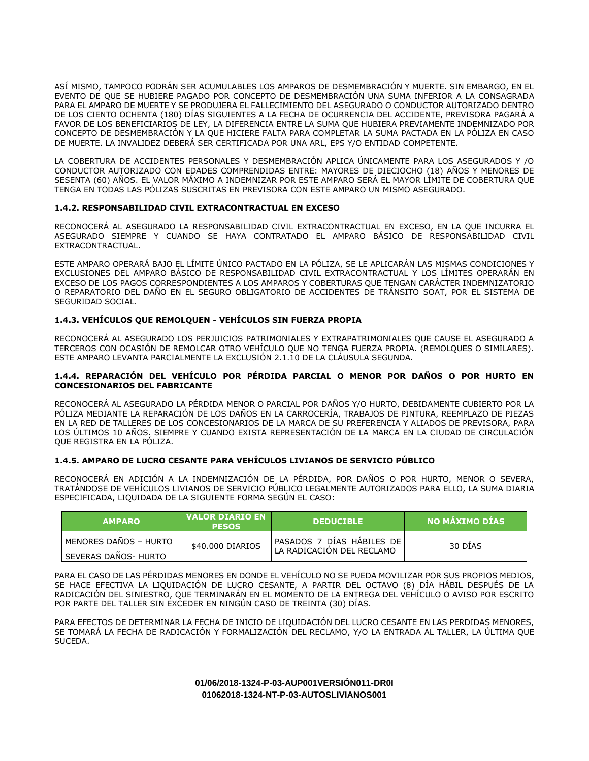ASÍ MISMO, TAMPOCO PODRÁN SER ACUMULABLES LOS AMPAROS DE DESMEMBRACIÓN Y MUERTE. SIN EMBARGO, EN EL EVENTO DE QUE SE HUBIERE PAGADO POR CONCEPTO DE DESMEMBRACIÓN UNA SUMA INFERIOR A LA CONSAGRADA PARA EL AMPARO DE MUERTE Y SE PRODUJERA EL FALLECIMIENTO DEL ASEGURADO O CONDUCTOR AUTORIZADO DENTRO DE LOS CIENTO OCHENTA (180) DÍAS SIGUIENTES A LA FECHA DE OCURRENCIA DEL ACCIDENTE, PREVISORA PAGARÁ A FAVOR DE LOS BENEFICIARIOS DE LEY, LA DIFERENCIA ENTRE LA SUMA QUE HUBIERA PREVIAMENTE INDEMNIZADO POR CONCEPTO DE DESMEMBRACIÓN Y LA QUE HICIERE FALTA PARA COMPLETAR LA SUMA PACTADA EN LA PÓLIZA EN CASO DE MUERTE. LA INVALIDEZ DEBERÁ SER CERTIFICADA POR UNA ARL, EPS Y/O ENTIDAD COMPETENTE.

LA COBERTURA DE ACCIDENTES PERSONALES Y DESMEMBRACIÓN APLICA ÚNICAMENTE PARA LOS ASEGURADOS Y /O CONDUCTOR AUTORIZADO CON EDADES COMPRENDIDAS ENTRE: MAYORES DE DIECIOCHO (18) AÑOS Y MENORES DE SESENTA (60) AÑOS. EL VALOR MÁXIMO A INDEMNIZAR POR ESTE AMPARO SERÁ EL MAYOR LÍMITE DE COBERTURA QUE TENGA EN TODAS LAS PÓLIZAS SUSCRITAS EN PREVISORA CON ESTE AMPARO UN MISMO ASEGURADO.

### 1.4.2. RESPONSABILIDAD CIVIL EXTRACONTRACTUAL EN EXCESO

RECONOCERÁ AL ASEGURADO LA RESPONSABILIDAD CIVIL EXTRACONTRACTUAL EN EXCESO, EN LA QUE INCURRA EL ASEGURADO SIEMPRE Y CUANDO SE HAYA CONTRATADO EL AMPARO BÁSICO DE RESPONSABILIDAD CIVIL EXTRACONTRACTUAL.

ESTE AMPARO OPERARÁ BAJO EL LÍMITE ÚNICO PACTADO EN LA PÓLIZA, SE LE APLICARÁN LAS MISMAS CONDICIONES Y EXCLUSIONES DEL AMPARO BÁSICO DE RESPONSABILIDAD CIVIL EXTRACONTRACTUAL Y LOS LÍMITES OPERARÁN EN EXCESO DE LOS PAGOS CORRESPONDIENTES A LOS AMPAROS Y COBERTURAS QUE TENGAN CARÁCTER INDEMNIZATORIO O REPARATORIO DEL DAÑO EN EL SEGURO OBLIGATORIO DE ACCIDENTES DE TRÁNSITO SOAT, POR EL SISTEMA DE SEGURIDAD SOCIAL.

### 1.4.3. VEHÍCULOS QUE REMOLQUEN - VEHÍCULOS SIN FUERZA PROPIA

RECONOCERÁ AL ASEGURADO LOS PERJUICIOS PATRIMONIALES Y EXTRAPATRIMONIALES QUE CAUSE EL ASEGURADO A TERCEROS CON OCASIÓN DE REMOLCAR OTRO VEHÍCULO QUE NO TENGA FUERZA PROPIA. (REMOLQUES O SIMILARES). ESTE AMPARO LEVANTA PARCIALMENTE LA EXCLUSIÓN 2.1.10 DE LA CLÁUSULA SEGUNDA.

### 1.4.4. REPARACIÓN DEL VEHÍCULO POR PÉRDIDA PARCIAL O MENOR POR DAÑOS O POR HURTO EN CONCESIONARIOS DEL FABRICANTE

RECONOCERÁ AL ASEGURADO LA PÉRDIDA MENOR O PARCIAL POR DAÑOS Y/O HURTO, DEBIDAMENTE CUBIERTO POR LA PÓLIZA MEDIANTE LA REPARACIÓN DE LOS DAÑOS EN LA CARROCERÍA, TRABAJOS DE PINTURA, REEMPLAZO DE PIEZAS EN LA RED DE TALLERES DE LOS CONCESIONARIOS DE LA MARCA DE SU PREFERENCIA Y ALIADOS DE PREVISORA, PARA LOS ÚLTIMOS 10 AÑOS. SIEMPRE Y CUANDO EXISTA REPRESENTACIÓN DE LA MARCA EN LA CIUDAD DE CIRCULACIÓN QUE REGISTRA EN LA PÓLIZA.

### 1.4.5. AMPARO DE LUCRO CESANTE PARA VEHÍCULOS LIVIANOS DE SERVICIO PÚBLICO

RECONOCERÁ EN ADICIÓN A LA INDEMNIZACIÓN DE LA PÉRDIDA, POR DAÑOS O POR HURTO, MENOR O SEVERA, TRATÁNDOSE DE VEHÍCULOS LIVIANOS DE SERVICIO PÚBLICO LEGALMENTE AUTORIZADOS PARA ELLO, LA SUMA DIARIA ESPECIFICADA, LIQUIDADA DE LA SIGUIENTE FORMA SEGÚN EL CASO:

| AMPARO | VALOR DIARIO EN PESOS | DEDUCIBLE | NO MÁXIMO DÍAS |
|---|---|---|---|
| MENORES DAÑOS – HURTO | $40.000 DIARIOS | PASADOS 7 DÍAS HÁBILES DE LA RADICACIÓN DEL RECLAMO | 30 DÍAS |
| SEVERAS DAÑOS- HURTO | | | |

PARA EL CASO DE LAS PÉRDIDAS MENORES EN DONDE EL VEHÍCULO NO SE PUEDA MOVILIZAR POR SUS PROPIOS MEDIOS, SE HACE EFECTIVA LA LIQUIDACIÓN DE LUCRO CESANTE, A PARTIR DEL OCTAVO (8) DÍA HÁBIL DESPUÉS DE LA RADICACIÓN DEL SINIESTRO, QUE TERMINARÁN EN EL MOMENTO DE LA ENTREGA DEL VEHÍCULO O AVISO POR ESCRITO POR PARTE DEL TALLER SIN EXCEDER EN NINGÚN CASO DE TREINTA (30) DÍAS.

PARA EFECTOS DE DETERMINAR LA FECHA DE INICIO DE LIQUIDACIÓN DEL LUCRO CESANTE EN LAS PERDIDAS MENORES, SE TOMARÁ LA FECHA DE RADICACIÓN Y FORMALIZACIÓN DEL RECLAMO, Y/O LA ENTRADA AL TALLER, LA ÚLTIMA QUE SUCEDA.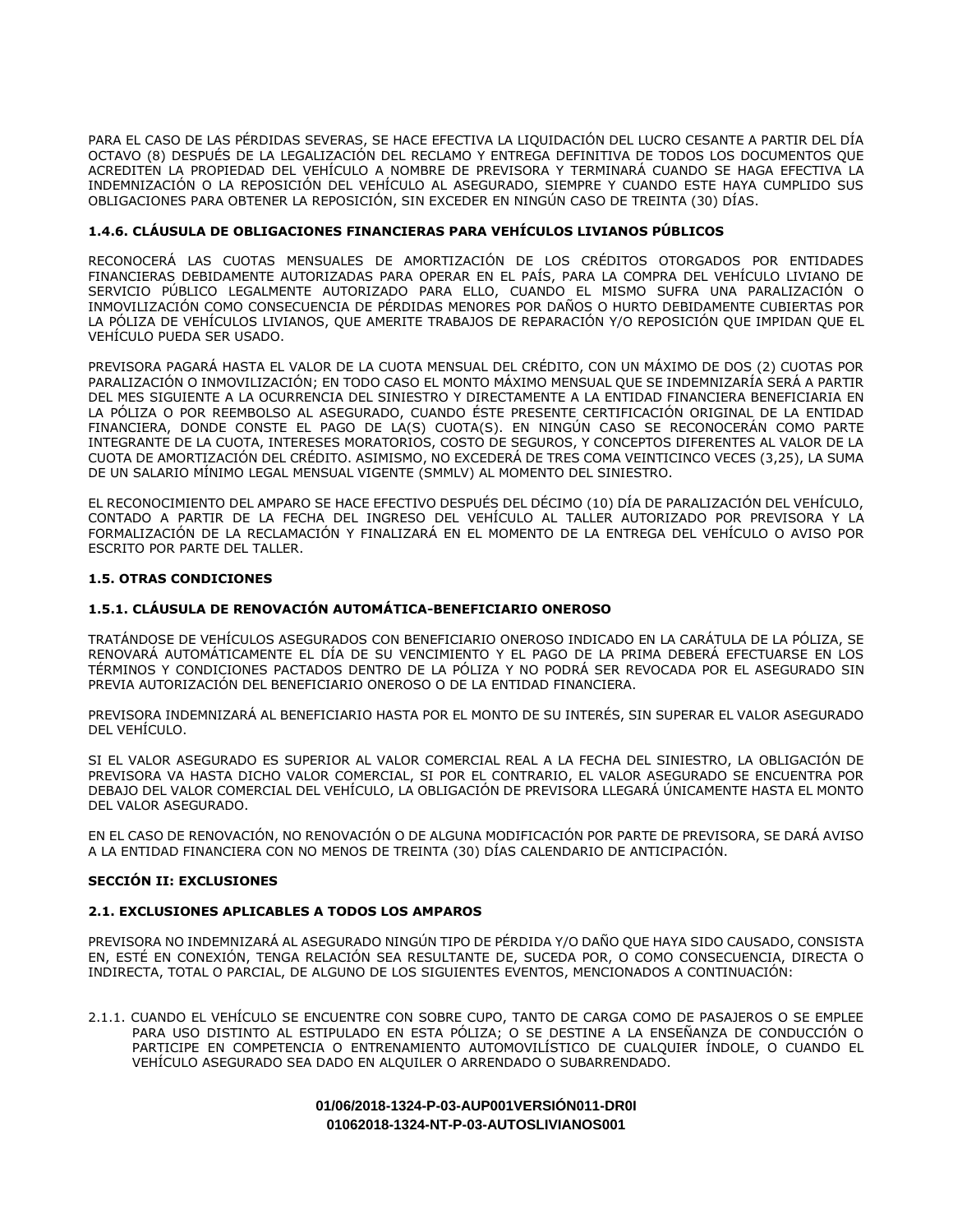PARA EL CASO DE LAS PÉRDIDAS SEVERAS, SE HACE EFECTIVA LA LIQUIDACIÓN DEL LUCRO CESANTE A PARTIR DEL DÍA OCTAVO (8) DESPUÉS DE LA LEGALIZACIÓN DEL RECLAMO Y ENTREGA DEFINITIVA DE TODOS LOS DOCUMENTOS QUE ACREDITEN LA PROPIEDAD DEL VEHÍCULO A NOMBRE DE PREVISORA Y TERMINARÁ CUANDO SE HAGA EFECTIVA LA INDEMNIZACIÓN O LA REPOSICIÓN DEL VEHÍCULO AL ASEGURADO, SIEMPRE Y CUANDO ESTE HAYA CUMPLIDO SUS OBLIGACIONES PARA OBTENER LA REPOSICIÓN, SIN EXCEDER EN NINGÚN CASO DE TREINTA (30) DÍAS.

#### 1.4.6. CLÁUSULA DE OBLIGACIONES FINANCIERAS PARA VEHÍCULOS LIVIANOS PÚBLICOS

RECONOCERÁ LAS CUOTAS MENSUALES DE AMORTIZACIÓN DE LOS CRÉDITOS OTORGADOS POR ENTIDADES FINANCIERAS DEBIDAMENTE AUTORIZADAS PARA OPERAR EN EL PAÍS, PARA LA COMPRA DEL VEHÍCULO LIVIANO DE SERVICIO PÚBLICO LEGALMENTE AUTORIZADO PARA ELLO, CUANDO EL MISMO SUFRA UNA PARALIZACIÓN O INMOVILIZACIÓN COMO CONSECUENCIA DE PÉRDIDAS MENORES POR DAÑOS O HURTO DEBIDAMENTE CUBIERTAS POR LA PÓLIZA DE VEHÍCULOS LIVIANOS, QUE AMERITE TRABAJOS DE REPARACIÓN Y/O REPOSICIÓN QUE IMPIDAN QUE EL VEHÍCULO PUEDA SER USADO.

PREVISORA PAGARÁ HASTA EL VALOR DE LA CUOTA MENSUAL DEL CRÉDITO, CON UN MÁXIMO DE DOS (2) CUOTAS POR PARALIZACIÓN O INMOVILIZACIÓN; EN TODO CASO EL MONTO MÁXIMO MENSUAL QUE SE INDEMNIZARÍA SERÁ A PARTIR DEL MES SIGUIENTE A LA OCURRENCIA DEL SINIESTRO Y DIRECTAMENTE A LA ENTIDAD FINANCIERA BENEFICIARIA EN LA PÓLIZA O POR REEMBOLSO AL ASEGURADO, CUANDO ÉSTE PRESENTE CERTIFICACIÓN ORIGINAL DE LA ENTIDAD FINANCIERA, DONDE CONSTE EL PAGO DE LA(S) CUOTA(S). EN NINGÚN CASO SE RECONOCERÁN COMO PARTE INTEGRANTE DE LA CUOTA, INTERESES MORATORIOS, COSTO DE SEGUROS, Y CONCEPTOS DIFERENTES AL VALOR DE LA CUOTA DE AMORTIZACIÓN DEL CRÉDITO. ASIMISMO, NO EXCEDERÁ DE TRES COMA VEINTICINCO VECES (3,25), LA SUMA DE UN SALARIO MÍNIMO LEGAL MENSUAL VIGENTE (SMMLV) AL MOMENTO DEL SINIESTRO.

EL RECONOCIMIENTO DEL AMPARO SE HACE EFECTIVO DESPUÉS DEL DÉCIMO (10) DÍA DE PARALIZACIÓN DEL VEHÍCULO, CONTADO A PARTIR DE LA FECHA DEL INGRESO DEL VEHÍCULO AL TALLER AUTORIZADO POR PREVISORA Y LA FORMALIZACIÓN DE LA RECLAMACIÓN Y FINALIZARÁ EN EL MOMENTO DE LA ENTREGA DEL VEHÍCULO O AVISO POR ESCRITO POR PARTE DEL TALLER.

### 1.5. OTRAS CONDICIONES

#### 1.5.1. CLÁUSULA DE RENOVACIÓN AUTOMÁTICA-BENEFICIARIO ONEROSO

TRATÁNDOSE DE VEHÍCULOS ASEGURADOS CON BENEFICIARIO ONEROSO INDICADO EN LA CARÁTULA DE LA PÓLIZA, SE RENOVARÁ AUTOMÁTICAMENTE EL DÍA DE SU VENCIMIENTO Y EL PAGO DE LA PRIMA DEBERÁ EFECTUARSE EN LOS TÉRMINOS Y CONDICIONES PACTADOS DENTRO DE LA PÓLIZA Y NO PODRÁ SER REVOCADA POR EL ASEGURADO SIN PREVIA AUTORIZACIÓN DEL BENEFICIARIO ONEROSO O DE LA ENTIDAD FINANCIERA.

PREVISORA INDEMNIZARÁ AL BENEFICIARIO HASTA POR EL MONTO DE SU INTERÉS, SIN SUPERAR EL VALOR ASEGURADO DEL VEHÍCULO.

SI EL VALOR ASEGURADO ES SUPERIOR AL VALOR COMERCIAL REAL A LA FECHA DEL SINIESTRO, LA OBLIGACIÓN DE PREVISORA VA HASTA DICHO VALOR COMERCIAL, SI POR EL CONTRARIO, EL VALOR ASEGURADO SE ENCUENTRA POR DEBAJO DEL VALOR COMERCIAL DEL VEHÍCULO, LA OBLIGACIÓN DE PREVISORA LLEGARÁ ÚNICAMENTE HASTA EL MONTO DEL VALOR ASEGURADO.

EN EL CASO DE RENOVACIÓN, NO RENOVACIÓN O DE ALGUNA MODIFICACIÓN POR PARTE DE PREVISORA, SE DARÁ AVISO A LA ENTIDAD FINANCIERA CON NO MENOS DE TREINTA (30) DÍAS CALENDARIO DE ANTICIPACIÓN.

## SECCIÓN II: EXCLUSIONES

### 2.1. EXCLUSIONES APLICABLES A TODOS LOS AMPAROS

PREVISORA NO INDEMNIZARÁ AL ASEGURADO NINGÚN TIPO DE PÉRDIDA Y/O DAÑO QUE HAYA SIDO CAUSADO, CONSISTA EN, ESTÉ EN CONEXIÓN, TENGA RELACIÓN SEA RESULTANTE DE, SUCEDA POR, O COMO CONSECUENCIA, DIRECTA O INDIRECTA, TOTAL O PARCIAL, DE ALGUNO DE LOS SIGUIENTES EVENTOS, MENCIONADOS A CONTINUACIÓN:

2.1.1. CUANDO EL VEHÍCULO SE ENCUENTRE CON SOBRE CUPO, TANTO DE CARGA COMO DE PASAJEROS O SE EMPLEE PARA USO DISTINTO AL ESTIPULADO EN ESTA PÓLIZA; O SE DESTINE A LA ENSEÑANZA DE CONDUCCIÓN O PARTICIPE EN COMPETENCIA O ENTRENAMIENTO AUTOMOVILÍSTICO DE CUALQUIER ÍNDOLE, O CUANDO EL VEHÍCULO ASEGURADO SEA DADO EN ALQUILER O ARRENDADO O SUBARRENDADO.

**01/06/2018-1324-P-03-AUP001VERSIÓN011-DR0I**
**01062018-1324-NT-P-03-AUTOSLIVIANOS001**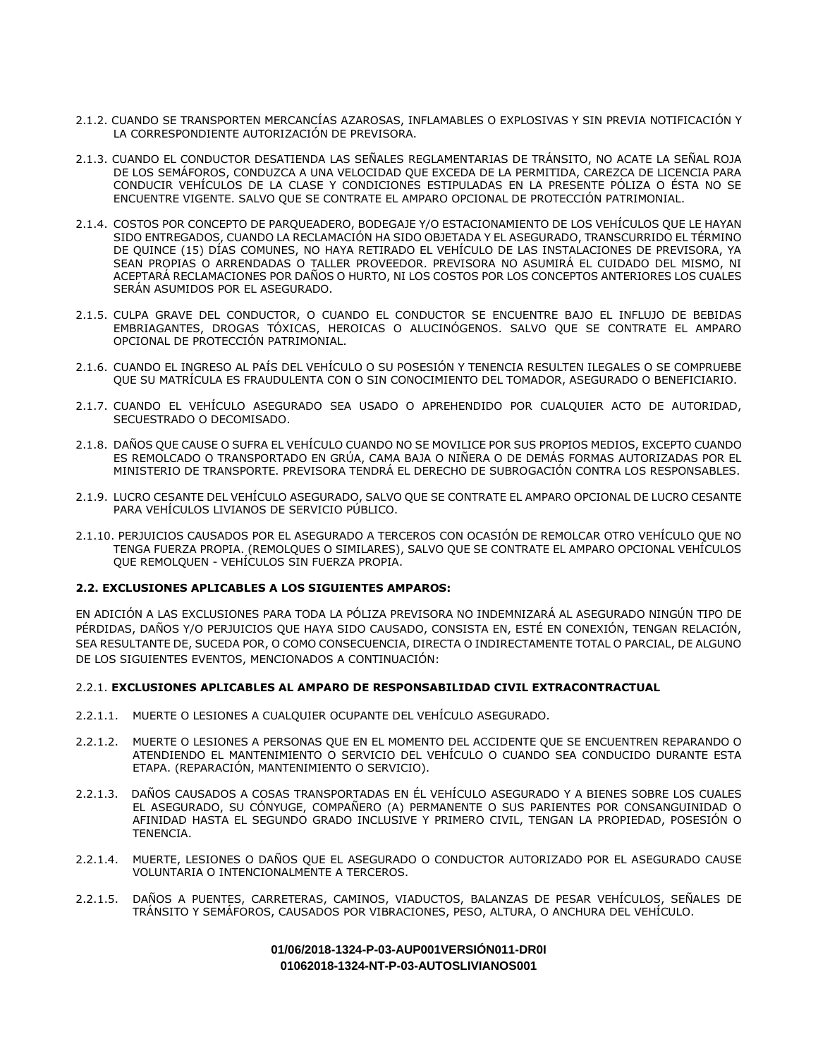2.1.2. CUANDO SE TRANSPORTEN MERCANCÍAS AZAROSAS, INFLAMABLES O EXPLOSIVAS Y SIN PREVIA NOTIFICACIÓN Y LA CORRESPONDIENTE AUTORIZACIÓN DE PREVISORA.

2.1.3. CUANDO EL CONDUCTOR DESATIENDA LAS SEÑALES REGLAMENTARIAS DE TRÁNSITO, NO ACATE LA SEÑAL ROJA DE LOS SEMÁFOROS, CONDUZCA A UNA VELOCIDAD QUE EXCEDA DE LA PERMITIDA, CAREZCA DE LICENCIA PARA CONDUCIR VEHÍCULOS DE LA CLASE Y CONDICIONES ESTIPULADAS EN LA PRESENTE PÓLIZA O ÉSTA NO SE ENCUENTRE VIGENTE. SALVO QUE SE CONTRATE EL AMPARO OPCIONAL DE PROTECCIÓN PATRIMONIAL.

2.1.4. COSTOS POR CONCEPTO DE PARQUEADERO, BODEGAJE Y/O ESTACIONAMIENTO DE LOS VEHÍCULOS QUE LE HAYAN SIDO ENTREGADOS, CUANDO LA RECLAMACIÓN HA SIDO OBJETADA Y EL ASEGURADO, TRANSCURRIDO EL TÉRMINO DE QUINCE (15) DÍAS COMUNES, NO HAYA RETIRADO EL VEHÍCULO DE LAS INSTALACIONES DE PREVISORA, YA SEAN PROPIAS O ARRENDADAS O TALLER PROVEEDOR. PREVISORA NO ASUMIRÁ EL CUIDADO DEL MISMO, NI ACEPTARÁ RECLAMACIONES POR DAÑOS O HURTO, NI LOS COSTOS POR LOS CONCEPTOS ANTERIORES LOS CUALES SERÁN ASUMIDOS POR EL ASEGURADO.

2.1.5. CULPA GRAVE DEL CONDUCTOR, O CUANDO EL CONDUCTOR SE ENCUENTRE BAJO EL INFLUJO DE BEBIDAS EMBRIAGANTES, DROGAS TÓXICAS, HEROICAS O ALUCINÓGENOS. SALVO QUE SE CONTRATE EL AMPARO OPCIONAL DE PROTECCIÓN PATRIMONIAL.

2.1.6. CUANDO EL INGRESO AL PAÍS DEL VEHÍCULO O SU POSESIÓN Y TENENCIA RESULTEN ILEGALES O SE COMPRUEBE QUE SU MATRÍCULA ES FRAUDULENTA CON O SIN CONOCIMIENTO DEL TOMADOR, ASEGURADO O BENEFICIARIO.

2.1.7. CUANDO EL VEHÍCULO ASEGURADO SEA USADO O APREHENDIDO POR CUALQUIER ACTO DE AUTORIDAD, SECUESTRADO O DECOMISADO.

2.1.8. DAÑOS QUE CAUSE O SUFRA EL VEHÍCULO CUANDO NO SE MOVILICE POR SUS PROPIOS MEDIOS, EXCEPTO CUANDO ES REMOLCADO O TRANSPORTADO EN GRÚA, CAMA BAJA O NIÑERA O DE DEMÁS FORMAS AUTORIZADAS POR EL MINISTERIO DE TRANSPORTE. PREVISORA TENDRÁ EL DERECHO DE SUBROGACIÓN CONTRA LOS RESPONSABLES.

2.1.9. LUCRO CESANTE DEL VEHÍCULO ASEGURADO, SALVO QUE SE CONTRATE EL AMPARO OPCIONAL DE LUCRO CESANTE PARA VEHÍCULOS LIVIANOS DE SERVICIO PÚBLICO.

2.1.10. PERJUICIOS CAUSADOS POR EL ASEGURADO A TERCEROS CON OCASIÓN DE REMOLCAR OTRO VEHÍCULO QUE NO TENGA FUERZA PROPIA. (REMOLQUES O SIMILARES), SALVO QUE SE CONTRATE EL AMPARO OPCIONAL VEHÍCULOS QUE REMOLQUEN - VEHÍCULOS SIN FUERZA PROPIA.

**2.2. EXCLUSIONES APLICABLES A LOS SIGUIENTES AMPAROS:**

EN ADICIÓN A LAS EXCLUSIONES PARA TODA LA PÓLIZA PREVISORA NO INDEMNIZARÁ AL ASEGURADO NINGÚN TIPO DE PÉRDIDAS, DAÑOS Y/O PERJUICIOS QUE HAYA SIDO CAUSADO, CONSISTA EN, ESTÉ EN CONEXIÓN, TENGAN RELACIÓN, SEA RESULTANTE DE, SUCEDA POR, O COMO CONSECUENCIA, DIRECTA O INDIRECTAMENTE TOTAL O PARCIAL, DE ALGUNO DE LOS SIGUIENTES EVENTOS, MENCIONADOS A CONTINUACIÓN:

2.2.1. **EXCLUSIONES APLICABLES AL AMPARO DE RESPONSABILIDAD CIVIL EXTRACONTRACTUAL**

2.2.1.1. MUERTE O LESIONES A CUALQUIER OCUPANTE DEL VEHÍCULO ASEGURADO.

2.2.1.2. MUERTE O LESIONES A PERSONAS QUE EN EL MOMENTO DEL ACCIDENTE QUE SE ENCUENTREN REPARANDO O ATENDIENDO EL MANTENIMIENTO O SERVICIO DEL VEHÍCULO O CUANDO SEA CONDUCIDO DURANTE ESTA ETAPA. (REPARACIÓN, MANTENIMIENTO O SERVICIO).

2.2.1.3. DAÑOS CAUSADOS A COSAS TRANSPORTADAS EN ÉL VEHÍCULO ASEGURADO Y A BIENES SOBRE LOS CUALES EL ASEGURADO, SU CÓNYUGE, COMPAÑERO (A) PERMANENTE O SUS PARIENTES POR CONSANGUINIDAD O AFINIDAD HASTA EL SEGUNDO GRADO INCLUSIVE Y PRIMERO CIVIL, TENGAN LA PROPIEDAD, POSESIÓN O TENENCIA.

2.2.1.4. MUERTE, LESIONES O DAÑOS QUE EL ASEGURADO O CONDUCTOR AUTORIZADO POR EL ASEGURADO CAUSE VOLUNTARIA O INTENCIONALMENTE A TERCEROS.

2.2.1.5. DAÑOS A PUENTES, CARRETERAS, CAMINOS, VIADUCTOS, BALANZAS DE PESAR VEHÍCULOS, SEÑALES DE TRÁNSITO Y SEMÁFOROS, CAUSADOS POR VIBRACIONES, PESO, ALTURA, O ANCHURA DEL VEHÍCULO.

**01/06/2018-1324-P-03-AUP001VERSIÓN011-DR0I**
**01062018-1324-NT-P-03-AUTOSLIVIANOS001**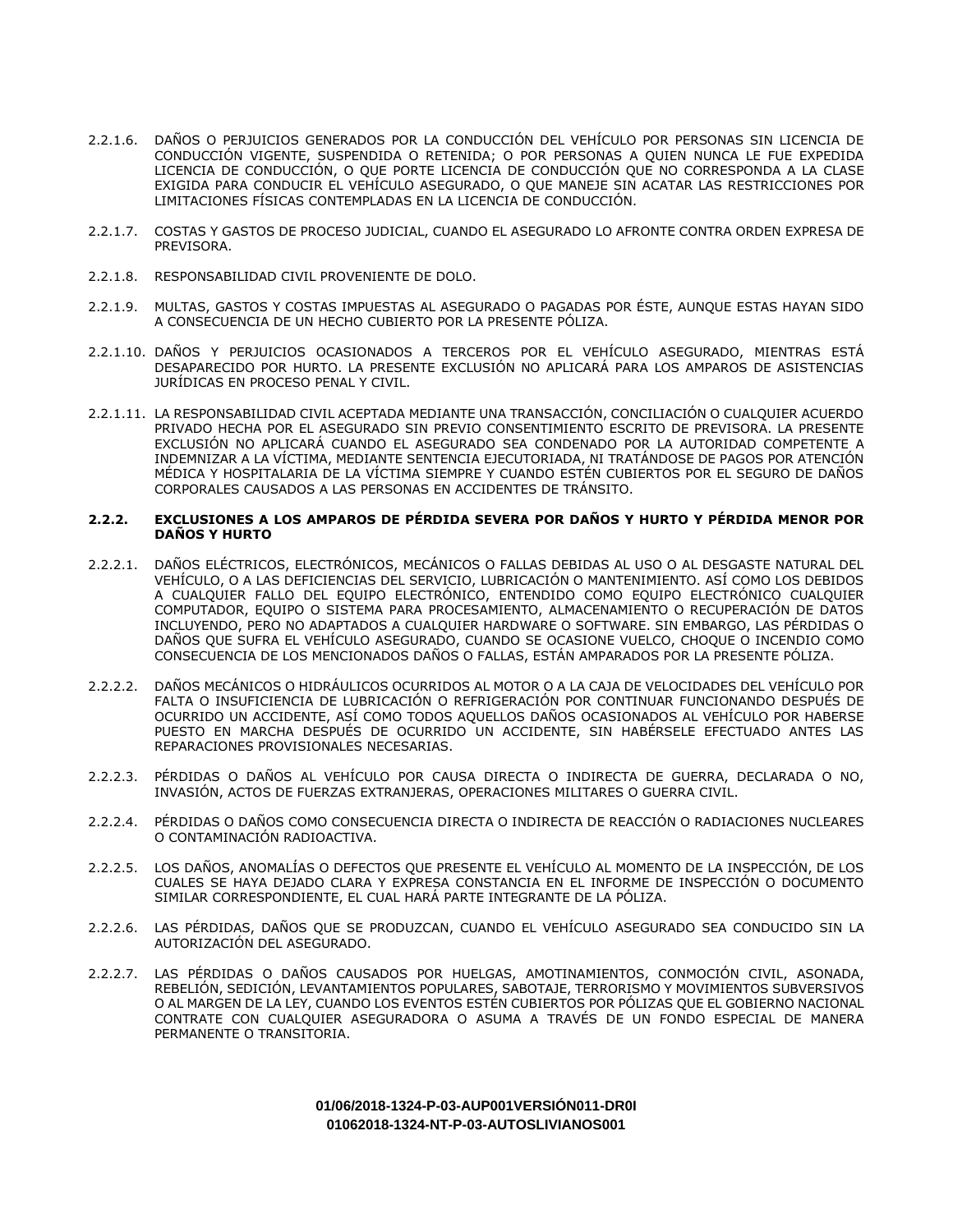2.2.1.6. DAÑOS O PERJUICIOS GENERADOS POR LA CONDUCCIÓN DEL VEHÍCULO POR PERSONAS SIN LICENCIA DE CONDUCCIÓN VIGENTE, SUSPENDIDA O RETENIDA; O POR PERSONAS A QUIEN NUNCA LE FUE EXPEDIDA LICENCIA DE CONDUCCIÓN, O QUE PORTE LICENCIA DE CONDUCCIÓN QUE NO CORRESPONDA A LA CLASE EXIGIDA PARA CONDUCIR EL VEHÍCULO ASEGURADO, O QUE MANEJE SIN ACATAR LAS RESTRICCIONES POR LIMITACIONES FÍSICAS CONTEMPLADAS EN LA LICENCIA DE CONDUCCIÓN.

2.2.1.7. COSTAS Y GASTOS DE PROCESO JUDICIAL, CUANDO EL ASEGURADO LO AFRONTE CONTRA ORDEN EXPRESA DE PREVISORA.

2.2.1.8. RESPONSABILIDAD CIVIL PROVENIENTE DE DOLO.

2.2.1.9. MULTAS, GASTOS Y COSTAS IMPUESTAS AL ASEGURADO O PAGADAS POR ÉSTE, AUNQUE ESTAS HAYAN SIDO A CONSECUENCIA DE UN HECHO CUBIERTO POR LA PRESENTE PÓLIZA.

2.2.1.10. DAÑOS Y PERJUICIOS OCASIONADOS A TERCEROS POR EL VEHÍCULO ASEGURADO, MIENTRAS ESTÁ DESAPARECIDO POR HURTO. LA PRESENTE EXCLUSIÓN NO APLICARÁ PARA LOS AMPAROS DE ASISTENCIAS JURÍDICAS EN PROCESO PENAL Y CIVIL.

2.2.1.11. LA RESPONSABILIDAD CIVIL ACEPTADA MEDIANTE UNA TRANSACCIÓN, CONCILIACIÓN O CUALQUIER ACUERDO PRIVADO HECHA POR EL ASEGURADO SIN PREVIO CONSENTIMIENTO ESCRITO DE PREVISORA. LA PRESENTE EXCLUSIÓN NO APLICARÁ CUANDO EL ASEGURADO SEA CONDENADO POR LA AUTORIDAD COMPETENTE A INDEMNIZAR A LA VÍCTIMA, MEDIANTE SENTENCIA EJECUTORIADA, NI TRATÁNDOSE DE PAGOS POR ATENCIÓN MÉDICA Y HOSPITALARIA DE LA VÍCTIMA SIEMPRE Y CUANDO ESTÉN CUBIERTOS POR EL SEGURO DE DAÑOS CORPORALES CAUSADOS A LAS PERSONAS EN ACCIDENTES DE TRÁNSITO.

### 2.2.2. EXCLUSIONES A LOS AMPAROS DE PÉRDIDA SEVERA POR DAÑOS Y HURTO Y PÉRDIDA MENOR POR DAÑOS Y HURTO

2.2.2.1. DAÑOS ELÉCTRICOS, ELECTRÓNICOS, MECÁNICOS O FALLAS DEBIDAS AL USO O AL DESGASTE NATURAL DEL VEHÍCULO, O A LAS DEFICIENCIAS DEL SERVICIO, LUBRICACIÓN O MANTENIMIENTO. ASÍ COMO LOS DEBIDOS A CUALQUIER FALLO DEL EQUIPO ELECTRÓNICO, ENTENDIDO COMO EQUIPO ELECTRÓNICO CUALQUIER COMPUTADOR, EQUIPO O SISTEMA PARA PROCESAMIENTO, ALMACENAMIENTO O RECUPERACIÓN DE DATOS INCLUYENDO, PERO NO ADAPTADOS A CUALQUIER HARDWARE O SOFTWARE. SIN EMBARGO, LAS PÉRDIDAS O DAÑOS QUE SUFRA EL VEHÍCULO ASEGURADO, CUANDO SE OCASIONE VUELCO, CHOQUE O INCENDIO COMO CONSECUENCIA DE LOS MENCIONADOS DAÑOS O FALLAS, ESTÁN AMPARADOS POR LA PRESENTE PÓLIZA.

2.2.2.2. DAÑOS MECÁNICOS O HIDRÁULICOS OCURRIDOS AL MOTOR O A LA CAJA DE VELOCIDADES DEL VEHÍCULO POR FALTA O INSUFICIENCIA DE LUBRICACIÓN O REFRIGERACIÓN POR CONTINUAR FUNCIONANDO DESPUÉS DE OCURRIDO UN ACCIDENTE, ASÍ COMO TODOS AQUELLOS DAÑOS OCASIONADOS AL VEHÍCULO POR HABERSE PUESTO EN MARCHA DESPUÉS DE OCURRIDO UN ACCIDENTE, SIN HABÉRSELE EFECTUADO ANTES LAS REPARACIONES PROVISIONALES NECESARIAS.

2.2.2.3. PÉRDIDAS O DAÑOS AL VEHÍCULO POR CAUSA DIRECTA O INDIRECTA DE GUERRA, DECLARADA O NO, INVASIÓN, ACTOS DE FUERZAS EXTRANJERAS, OPERACIONES MILITARES O GUERRA CIVIL.

2.2.2.4. PÉRDIDAS O DAÑOS COMO CONSECUENCIA DIRECTA O INDIRECTA DE REACCIÓN O RADIACIONES NUCLEARES O CONTAMINACIÓN RADIOACTIVA.

2.2.2.5. LOS DAÑOS, ANOMALÍAS O DEFECTOS QUE PRESENTE EL VEHÍCULO AL MOMENTO DE LA INSPECCIÓN, DE LOS CUALES SE HAYA DEJADO CLARA Y EXPRESA CONSTANCIA EN EL INFORME DE INSPECCIÓN O DOCUMENTO SIMILAR CORRESPONDIENTE, EL CUAL HARÁ PARTE INTEGRANTE DE LA PÓLIZA.

2.2.2.6. LAS PÉRDIDAS, DAÑOS QUE SE PRODUZCAN, CUANDO EL VEHÍCULO ASEGURADO SEA CONDUCIDO SIN LA AUTORIZACIÓN DEL ASEGURADO.

2.2.2.7. LAS PÉRDIDAS O DAÑOS CAUSADOS POR HUELGAS, AMOTINAMIENTOS, CONMOCIÓN CIVIL, ASONADA, REBELIÓN, SEDICIÓN, LEVANTAMIENTOS POPULARES, SABOTAJE, TERRORISMO Y MOVIMIENTOS SUBVERSIVOS O AL MARGEN DE LA LEY, CUANDO LOS EVENTOS ESTÉN CUBIERTOS POR PÓLIZAS QUE EL GOBIERNO NACIONAL CONTRATE CON CUALQUIER ASEGURADORA O ASUMA A TRAVÉS DE UN FONDO ESPECIAL DE MANERA PERMANENTE O TRANSITORIA.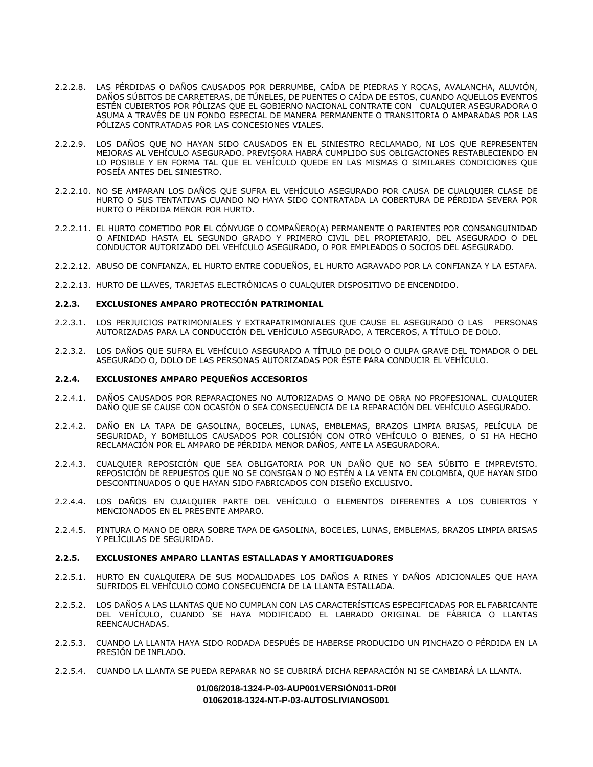2.2.2.8. LAS PÉRDIDAS O DAÑOS CAUSADOS POR DERRUMBE, CAÍDA DE PIEDRAS Y ROCAS, AVALANCHA, ALUVIÓN, DAÑOS SÚBITOS DE CARRETERAS, DE TÚNELES, DE PUENTES O CAÍDA DE ESTOS, CUANDO AQUELLOS EVENTOS ESTÉN CUBIERTOS POR PÓLIZAS QUE EL GOBIERNO NACIONAL CONTRATE CON CUALQUIER ASEGURADORA O ASUMA A TRAVÉS DE UN FONDO ESPECIAL DE MANERA PERMANENTE O TRANSITORIA O AMPARADAS POR LAS PÓLIZAS CONTRATADAS POR LAS CONCESIONES VIALES.

2.2.2.9. LOS DAÑOS QUE NO HAYAN SIDO CAUSADOS EN EL SINIESTRO RECLAMADO, NI LOS QUE REPRESENTEN MEJORAS AL VEHÍCULO ASEGURADO. PREVISORA HABRÁ CUMPLIDO SUS OBLIGACIONES RESTABLECIENDO EN LO POSIBLE Y EN FORMA TAL QUE EL VEHÍCULO QUEDE EN LAS MISMAS O SIMILARES CONDICIONES QUE POSEÍA ANTES DEL SINIESTRO.

2.2.2.10. NO SE AMPARAN LOS DAÑOS QUE SUFRA EL VEHÍCULO ASEGURADO POR CAUSA DE CUALQUIER CLASE DE HURTO O SUS TENTATIVAS CUANDO NO HAYA SIDO CONTRATADA LA COBERTURA DE PÉRDIDA SEVERA POR HURTO O PÉRDIDA MENOR POR HURTO.

2.2.2.11. EL HURTO COMETIDO POR EL CÓNYUGE O COMPAÑERO(A) PERMANENTE O PARIENTES POR CONSANGUINIDAD O AFINIDAD HASTA EL SEGUNDO GRADO Y PRIMERO CIVIL DEL PROPIETARIO, DEL ASEGURADO O DEL CONDUCTOR AUTORIZADO DEL VEHÍCULO ASEGURADO, O POR EMPLEADOS O SOCIOS DEL ASEGURADO.

2.2.2.12. ABUSO DE CONFIANZA, EL HURTO ENTRE CODUEÑOS, EL HURTO AGRAVADO POR LA CONFIANZA Y LA ESTAFA.

2.2.2.13. HURTO DE LLAVES, TARJETAS ELECTRÓNICAS O CUALQUIER DISPOSITIVO DE ENCENDIDO.

### 2.2.3. EXCLUSIONES AMPARO PROTECCIÓN PATRIMONIAL

2.2.3.1. LOS PERJUICIOS PATRIMONIALES Y EXTRAPATRIMONIALES QUE CAUSE EL ASEGURADO O LAS PERSONAS AUTORIZADAS PARA LA CONDUCCIÓN DEL VEHÍCULO ASEGURADO, A TERCEROS, A TÍTULO DE DOLO.

2.2.3.2. LOS DAÑOS QUE SUFRA EL VEHÍCULO ASEGURADO A TÍTULO DE DOLO O CULPA GRAVE DEL TOMADOR O DEL ASEGURADO O, DOLO DE LAS PERSONAS AUTORIZADAS POR ÉSTE PARA CONDUCIR EL VEHÍCULO.

### 2.2.4. EXCLUSIONES AMPARO PEQUEÑOS ACCESORIOS

2.2.4.1. DAÑOS CAUSADOS POR REPARACIONES NO AUTORIZADAS O MANO DE OBRA NO PROFESIONAL. CUALQUIER DAÑO QUE SE CAUSE CON OCASIÓN O SEA CONSECUENCIA DE LA REPARACIÓN DEL VEHÍCULO ASEGURADO.

2.2.4.2. DAÑO EN LA TAPA DE GASOLINA, BOCELES, LUNAS, EMBLEMAS, BRAZOS LIMPIA BRISAS, PELÍCULA DE SEGURIDAD, Y BOMBILLOS CAUSADOS POR COLISIÓN CON OTRO VEHÍCULO O BIENES, O SI HA HECHO RECLAMACIÓN POR EL AMPARO DE PÉRDIDA MENOR DAÑOS, ANTE LA ASEGURADORA.

2.2.4.3. CUALQUIER REPOSICIÓN QUE SEA OBLIGATORIA POR UN DAÑO QUE NO SEA SÚBITO E IMPREVISTO. REPOSICIÓN DE REPUESTOS QUE NO SE CONSIGAN O NO ESTÉN A LA VENTA EN COLOMBIA, QUE HAYAN SIDO DESCONTINUADOS O QUE HAYAN SIDO FABRICADOS CON DISEÑO EXCLUSIVO.

2.2.4.4. LOS DAÑOS EN CUALQUIER PARTE DEL VEHÍCULO O ELEMENTOS DIFERENTES A LOS CUBIERTOS Y MENCIONADOS EN EL PRESENTE AMPARO.

2.2.4.5. PINTURA O MANO DE OBRA SOBRE TAPA DE GASOLINA, BOCELES, LUNAS, EMBLEMAS, BRAZOS LIMPIA BRISAS Y PELÍCULAS DE SEGURIDAD.

### 2.2.5. EXCLUSIONES AMPARO LLANTAS ESTALLADAS Y AMORTIGUADORES

2.2.5.1. HURTO EN CUALQUIERA DE SUS MODALIDADES LOS DAÑOS A RINES Y DAÑOS ADICIONALES QUE HAYA SUFRIDOS EL VEHÍCULO COMO CONSECUENCIA DE LA LLANTA ESTALLADA.

2.2.5.2. LOS DAÑOS A LAS LLANTAS QUE NO CUMPLAN CON LAS CARACTERÍSTICAS ESPECIFICADAS POR EL FABRICANTE DEL VEHÍCULO, CUANDO SE HAYA MODIFICADO EL LABRADO ORIGINAL DE FÁBRICA O LLANTAS REENCAUCHADAS.

2.2.5.3. CUANDO LA LLANTA HAYA SIDO RODADA DESPUÉS DE HABERSE PRODUCIDO UN PINCHAZO O PÉRDIDA EN LA PRESIÓN DE INFLADO.

2.2.5.4. CUANDO LA LLANTA SE PUEDA REPARAR NO SE CUBRIRÁ DICHA REPARACIÓN NI SE CAMBIARÁ LA LLANTA.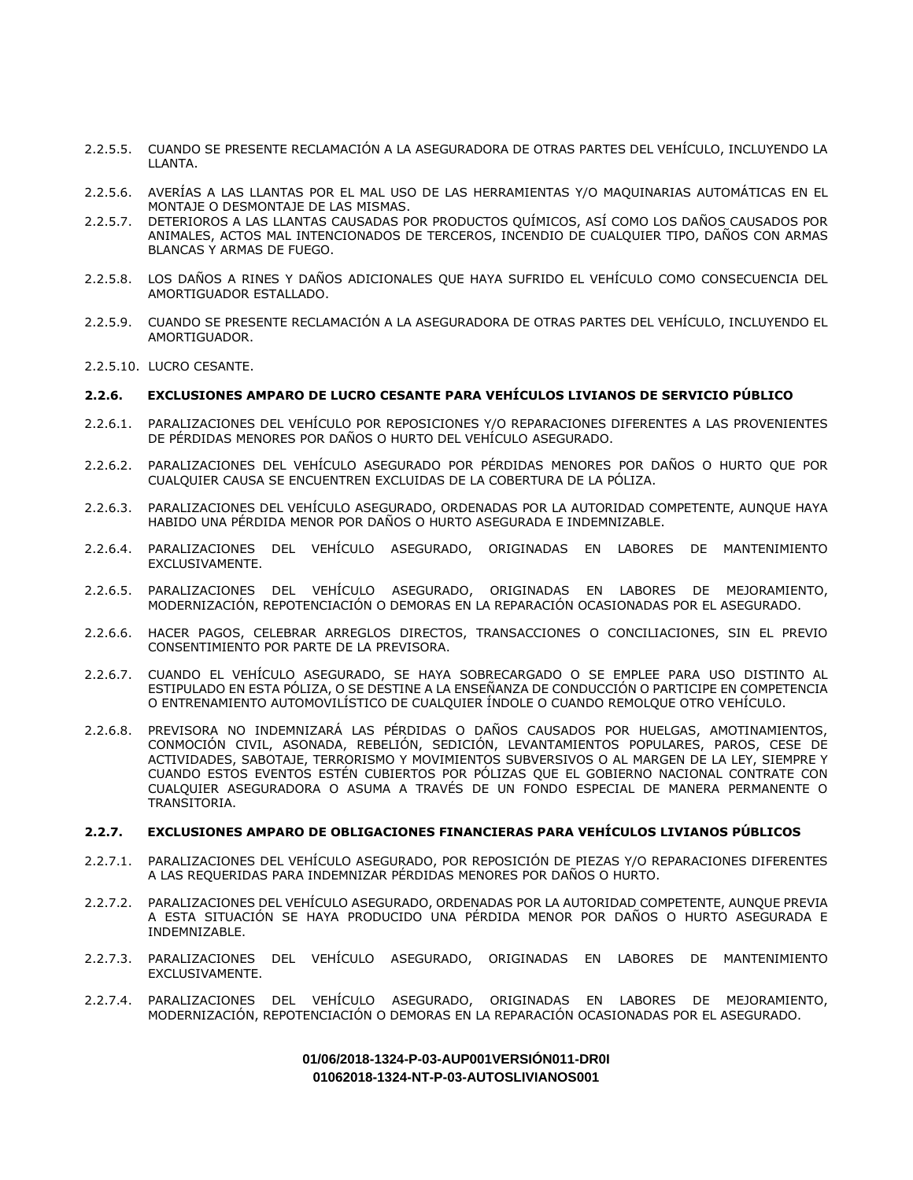2.2.5.5. CUANDO SE PRESENTE RECLAMACIÓN A LA ASEGURADORA DE OTRAS PARTES DEL VEHÍCULO, INCLUYENDO LA LLANTA.

2.2.5.6. AVERÍAS A LAS LLANTAS POR EL MAL USO DE LAS HERRAMIENTAS Y/O MAQUINARIAS AUTOMÁTICAS EN EL MONTAJE O DESMONTAJE DE LAS MISMAS.

2.2.5.7. DETERIOROS A LAS LLANTAS CAUSADAS POR PRODUCTOS QUÍMICOS, ASÍ COMO LOS DAÑOS CAUSADOS POR ANIMALES, ACTOS MAL INTENCIONADOS DE TERCEROS, INCENDIO DE CUALQUIER TIPO, DAÑOS CON ARMAS BLANCAS Y ARMAS DE FUEGO.

2.2.5.8. LOS DAÑOS A RINES Y DAÑOS ADICIONALES QUE HAYA SUFRIDO EL VEHÍCULO COMO CONSECUENCIA DEL AMORTIGUADOR ESTALLADO.

2.2.5.9. CUANDO SE PRESENTE RECLAMACIÓN A LA ASEGURADORA DE OTRAS PARTES DEL VEHÍCULO, INCLUYENDO EL AMORTIGUADOR.

2.2.5.10. LUCRO CESANTE.

### 2.2.6. EXCLUSIONES AMPARO DE LUCRO CESANTE PARA VEHÍCULOS LIVIANOS DE SERVICIO PÚBLICO

2.2.6.1. PARALIZACIONES DEL VEHÍCULO POR REPOSICIONES Y/O REPARACIONES DIFERENTES A LAS PROVENIENTES DE PÉRDIDAS MENORES POR DAÑOS O HURTO DEL VEHÍCULO ASEGURADO.

2.2.6.2. PARALIZACIONES DEL VEHÍCULO ASEGURADO POR PÉRDIDAS MENORES POR DAÑOS O HURTO QUE POR CUALQUIER CAUSA SE ENCUENTREN EXCLUIDAS DE LA COBERTURA DE LA PÓLIZA.

2.2.6.3. PARALIZACIONES DEL VEHÍCULO ASEGURADO, ORDENADAS POR LA AUTORIDAD COMPETENTE, AUNQUE HAYA HABIDO UNA PÉRDIDA MENOR POR DAÑOS O HURTO ASEGURADA E INDEMNIZABLE.

2.2.6.4. PARALIZACIONES DEL VEHÍCULO ASEGURADO, ORIGINADAS EN LABORES DE MANTENIMIENTO EXCLUSIVAMENTE.

2.2.6.5. PARALIZACIONES DEL VEHÍCULO ASEGURADO, ORIGINADAS EN LABORES DE MEJORAMIENTO, MODERNIZACIÓN, REPOTENCIACIÓN O DEMORAS EN LA REPARACIÓN OCASIONADAS POR EL ASEGURADO.

2.2.6.6. HACER PAGOS, CELEBRAR ARREGLOS DIRECTOS, TRANSACCIONES O CONCILIACIONES, SIN EL PREVIO CONSENTIMIENTO POR PARTE DE LA PREVISORA.

2.2.6.7. CUANDO EL VEHÍCULO ASEGURADO, SE HAYA SOBRECARGADO O SE EMPLEE PARA USO DISTINTO AL ESTIPULADO EN ESTA PÓLIZA, O SE DESTINE A LA ENSEÑANZA DE CONDUCCIÓN O PARTICIPE EN COMPETENCIA O ENTRENAMIENTO AUTOMOVILÍSTICO DE CUALQUIER ÍNDOLE O CUANDO REMOLQUE OTRO VEHÍCULO.

2.2.6.8. PREVISORA NO INDEMNIZARÁ LAS PÉRDIDAS O DAÑOS CAUSADOS POR HUELGAS, AMOTINAMIENTOS, CONMOCIÓN CIVIL, ASONADA, REBELIÓN, SEDICIÓN, LEVANTAMIENTOS POPULARES, PAROS, CESE DE ACTIVIDADES, SABOTAJE, TERRORISMO Y MOVIMIENTOS SUBVERSIVOS O AL MARGEN DE LA LEY, SIEMPRE Y CUANDO ESTOS EVENTOS ESTÉN CUBIERTOS POR PÓLIZAS QUE EL GOBIERNO NACIONAL CONTRATE CON CUALQUIER ASEGURADORA O ASUMA A TRAVÉS DE UN FONDO ESPECIAL DE MANERA PERMANENTE O TRANSITORIA.

### 2.2.7. EXCLUSIONES AMPARO DE OBLIGACIONES FINANCIERAS PARA VEHÍCULOS LIVIANOS PÚBLICOS

2.2.7.1. PARALIZACIONES DEL VEHÍCULO ASEGURADO, POR REPOSICIÓN DE PIEZAS Y/O REPARACIONES DIFERENTES A LAS REQUERIDAS PARA INDEMNIZAR PÉRDIDAS MENORES POR DAÑOS O HURTO.

2.2.7.2. PARALIZACIONES DEL VEHÍCULO ASEGURADO, ORDENADAS POR LA AUTORIDAD COMPETENTE, AUNQUE PREVIA A ESTA SITUACIÓN SE HAYA PRODUCIDO UNA PÉRDIDA MENOR POR DAÑOS O HURTO ASEGURADA E INDEMNIZABLE.

2.2.7.3. PARALIZACIONES DEL VEHÍCULO ASEGURADO, ORIGINADAS EN LABORES DE MANTENIMIENTO EXCLUSIVAMENTE.

2.2.7.4. PARALIZACIONES DEL VEHÍCULO ASEGURADO, ORIGINADAS EN LABORES DE MEJORAMIENTO, MODERNIZACIÓN, REPOTENCIACIÓN O DEMORAS EN LA REPARACIÓN OCASIONADAS POR EL ASEGURADO.

**01/06/2018-1324-P-03-AUP001VERSIÓN011-DR0I**
**01062018-1324-NT-P-03-AUTOSLIVIANOS001**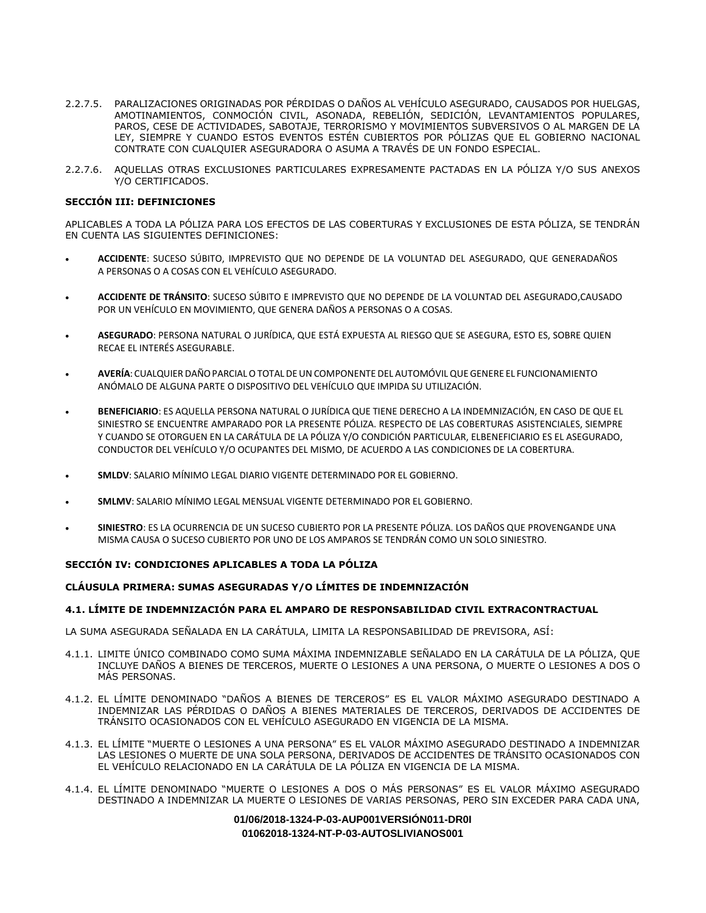2.2.7.5. PARALIZACIONES ORIGINADAS POR PÉRDIDAS O DAÑOS AL VEHÍCULO ASEGURADO, CAUSADOS POR HUELGAS, AMOTINAMIENTOS, CONMOCIÓN CIVIL, ASONADA, REBELIÓN, SEDICIÓN, LEVANTAMIENTOS POPULARES, PAROS, CESE DE ACTIVIDADES, SABOTAJE, TERRORISMO Y MOVIMIENTOS SUBVERSIVOS O AL MARGEN DE LA LEY, SIEMPRE Y CUANDO ESTOS EVENTOS ESTÉN CUBIERTOS POR PÓLIZAS QUE EL GOBIERNO NACIONAL CONTRATE CON CUALQUIER ASEGURADORA O ASUMA A TRAVÉS DE UN FONDO ESPECIAL.

2.2.7.6. AQUELLAS OTRAS EXCLUSIONES PARTICULARES EXPRESAMENTE PACTADAS EN LA PÓLIZA Y/O SUS ANEXOS Y/O CERTIFICADOS.

**SECCIÓN III: DEFINICIONES**

APLICABLES A TODA LA PÓLIZA PARA LOS EFECTOS DE LAS COBERTURAS Y EXCLUSIONES DE ESTA PÓLIZA, SE TENDRÁN EN CUENTA LAS SIGUIENTES DEFINICIONES:

- **ACCIDENTE**: SUCESO SÚBITO, IMPREVISTO QUE NO DEPENDE DE LA VOLUNTAD DEL ASEGURADO, QUE GENERADAÑOS A PERSONAS O A COSAS CON EL VEHÍCULO ASEGURADO.

- **ACCIDENTE DE TRÁNSITO**: SUCESO SÚBITO E IMPREVISTO QUE NO DEPENDE DE LA VOLUNTAD DEL ASEGURADO,CAUSADO POR UN VEHÍCULO EN MOVIMIENTO, QUE GENERA DAÑOS A PERSONAS O A COSAS.

- **ASEGURADO**: PERSONA NATURAL O JURÍDICA, QUE ESTÁ EXPUESTA AL RIESGO QUE SE ASEGURA, ESTO ES, SOBRE QUIEN RECAE EL INTERÉS ASEGURABLE.

- **AVERÍA**: CUALQUIER DAÑO PARCIAL O TOTAL DE UN COMPONENTE DEL AUTOMÓVIL QUE GENERE EL FUNCIONAMIENTO ANÓMALO DE ALGUNA PARTE O DISPOSITIVO DEL VEHÍCULO QUE IMPIDA SU UTILIZACIÓN.

- **BENEFICIARIO**: ES AQUELLA PERSONA NATURAL O JURÍDICA QUE TIENE DERECHO A LA INDEMNIZACIÓN, EN CASO DE QUE EL SINIESTRO SE ENCUENTRE AMPARADO POR LA PRESENTE PÓLIZA. RESPECTO DE LAS COBERTURAS ASISTENCIALES, SIEMPRE Y CUANDO SE OTORGUEN EN LA CARÁTULA DE LA PÓLIZA Y/O CONDICIÓN PARTICULAR, ELBENEFICIARIO ES EL ASEGURADO, CONDUCTOR DEL VEHÍCULO Y/O OCUPANTES DEL MISMO, DE ACUERDO A LAS CONDICIONES DE LA COBERTURA.

- **SMLDV**: SALARIO MÍNIMO LEGAL DIARIO VIGENTE DETERMINADO POR EL GOBIERNO.

- **SMLMV**: SALARIO MÍNIMO LEGAL MENSUAL VIGENTE DETERMINADO POR EL GOBIERNO.

- **SINIESTRO**: ES LA OCURRENCIA DE UN SUCESO CUBIERTO POR LA PRESENTE PÓLIZA. LOS DAÑOS QUE PROVENGANDE UNA MISMA CAUSA O SUCESO CUBIERTO POR UNO DE LOS AMPAROS SE TENDRÁN COMO UN SOLO SINIESTRO.

**SECCIÓN IV: CONDICIONES APLICABLES A TODA LA PÓLIZA**

**CLÁUSULA PRIMERA: SUMAS ASEGURADAS Y/O LÍMITES DE INDEMNIZACIÓN**

**4.1. LÍMITE DE INDEMNIZACIÓN PARA EL AMPARO DE RESPONSABILIDAD CIVIL EXTRACONTRACTUAL**

LA SUMA ASEGURADA SEÑALADA EN LA CARÁTULA, LIMITA LA RESPONSABILIDAD DE PREVISORA, ASÍ:

4.1.1. LIMITE ÚNICO COMBINADO COMO SUMA MÁXIMA INDEMNIZABLE SEÑALADO EN LA CARÁTULA DE LA PÓLIZA, QUE INCLUYE DAÑOS A BIENES DE TERCEROS, MUERTE O LESIONES A UNA PERSONA, O MUERTE O LESIONES A DOS O MÁS PERSONAS.

4.1.2. EL LÍMITE DENOMINADO "DAÑOS A BIENES DE TERCEROS" ES EL VALOR MÁXIMO ASEGURADO DESTINADO A INDEMNIZAR LAS PÉRDIDAS O DAÑOS A BIENES MATERIALES DE TERCEROS, DERIVADOS DE ACCIDENTES DE TRÁNSITO OCASIONADOS CON EL VEHÍCULO ASEGURADO EN VIGENCIA DE LA MISMA.

4.1.3. EL LÍMITE "MUERTE O LESIONES A UNA PERSONA" ES EL VALOR MÁXIMO ASEGURADO DESTINADO A INDEMNIZAR LAS LESIONES O MUERTE DE UNA SOLA PERSONA, DERIVADOS DE ACCIDENTES DE TRÁNSITO OCASIONADOS CON EL VEHÍCULO RELACIONADO EN LA CARÁTULA DE LA PÓLIZA EN VIGENCIA DE LA MISMA.

4.1.4. EL LÍMITE DENOMINADO "MUERTE O LESIONES A DOS O MÁS PERSONAS" ES EL VALOR MÁXIMO ASEGURADO DESTINADO A INDEMNIZAR LA MUERTE O LESIONES DE VARIAS PERSONAS, PERO SIN EXCEDER PARA CADA UNA,

**01/06/2018-1324-P-03-AUP001VERSIÓN011-DR0I**
**01062018-1324-NT-P-03-AUTOSLIVIANOS001**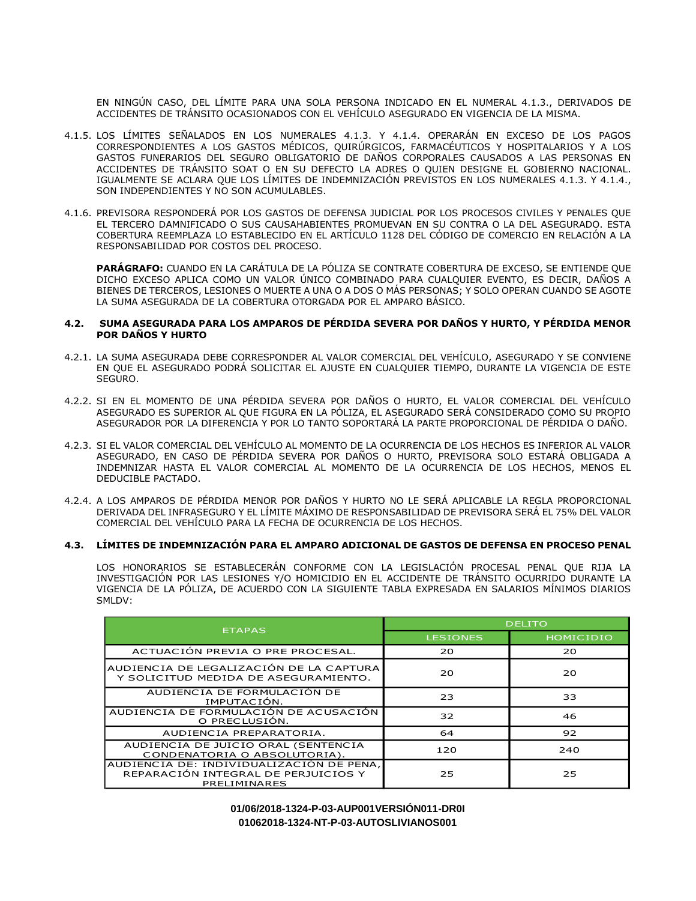EN NINGÚN CASO, DEL LÍMITE PARA UNA SOLA PERSONA INDICADO EN EL NUMERAL 4.1.3., DERIVADOS DE ACCIDENTES DE TRÁNSITO OCASIONADOS CON EL VEHÍCULO ASEGURADO EN VIGENCIA DE LA MISMA.

4.1.5. LOS LÍMITES SEÑALADOS EN LOS NUMERALES 4.1.3. Y 4.1.4. OPERARÁN EN EXCESO DE LOS PAGOS CORRESPONDIENTES A LOS GASTOS MÉDICOS, QUIRÚRGICOS, FARMACÉUTICOS Y HOSPITALARIOS Y A LOS GASTOS FUNERARIOS DEL SEGURO OBLIGATORIO DE DAÑOS CORPORALES CAUSADOS A LAS PERSONAS EN ACCIDENTES DE TRÁNSITO SOAT O EN SU DEFECTO LA ADRES O QUIEN DESIGNE EL GOBIERNO NACIONAL. IGUALMENTE SE ACLARA QUE LOS LÍMITES DE INDEMNIZACIÓN PREVISTOS EN LOS NUMERALES 4.1.3. Y 4.1.4., SON INDEPENDIENTES Y NO SON ACUMULABLES.

4.1.6. PREVISORA RESPONDERÁ POR LOS GASTOS DE DEFENSA JUDICIAL POR LOS PROCESOS CIVILES Y PENALES QUE EL TERCERO DAMNIFICADO O SUS CAUSAHABIENTES PROMUEVAN EN SU CONTRA O LA DEL ASEGURADO. ESTA COBERTURA REEMPLAZA LO ESTABLECIDO EN EL ARTÍCULO 1128 DEL CÓDIGO DE COMERCIO EN RELACIÓN A LA RESPONSABILIDAD POR COSTOS DEL PROCESO.

**PARÁGRAFO:** CUANDO EN LA CARÁTULA DE LA PÓLIZA SE CONTRATE COBERTURA DE EXCESO, SE ENTIENDE QUE DICHO EXCESO APLICA COMO UN VALOR ÚNICO COMBINADO PARA CUALQUIER EVENTO, ES DECIR, DAÑOS A BIENES DE TERCEROS, LESIONES O MUERTE A UNA O A DOS O MÁS PERSONAS; Y SOLO OPERAN CUANDO SE AGOTE LA SUMA ASEGURADA DE LA COBERTURA OTORGADA POR EL AMPARO BÁSICO.

### 4.2. SUMA ASEGURADA PARA LOS AMPAROS DE PÉRDIDA SEVERA POR DAÑOS Y HURTO, Y PÉRDIDA MENOR POR DAÑOS Y HURTO

4.2.1. LA SUMA ASEGURADA DEBE CORRESPONDER AL VALOR COMERCIAL DEL VEHÍCULO, ASEGURADO Y SE CONVIENE EN QUE EL ASEGURADO PODRÁ SOLICITAR EL AJUSTE EN CUALQUIER TIEMPO, DURANTE LA VIGENCIA DE ESTE SEGURO.

4.2.2. SI EN EL MOMENTO DE UNA PÉRDIDA SEVERA POR DAÑOS O HURTO, EL VALOR COMERCIAL DEL VEHÍCULO ASEGURADO ES SUPERIOR AL QUE FIGURA EN LA PÓLIZA, EL ASEGURADO SERÁ CONSIDERADO COMO SU PROPIO ASEGURADOR POR LA DIFERENCIA Y POR LO TANTO SOPORTARÁ LA PARTE PROPORCIONAL DE PÉRDIDA O DAÑO.

4.2.3. SI EL VALOR COMERCIAL DEL VEHÍCULO AL MOMENTO DE LA OCURRENCIA DE LOS HECHOS ES INFERIOR AL VALOR ASEGURADO, EN CASO DE PÉRDIDA SEVERA POR DAÑOS O HURTO, PREVISORA SOLO ESTARÁ OBLIGADA A INDEMNIZAR HASTA EL VALOR COMERCIAL AL MOMENTO DE LA OCURRENCIA DE LOS HECHOS, MENOS EL DEDUCIBLE PACTADO.

4.2.4. A LOS AMPAROS DE PÉRDIDA MENOR POR DAÑOS Y HURTO NO LE SERÁ APLICABLE LA REGLA PROPORCIONAL DERIVADA DEL INFRASEGURO Y EL LÍMITE MÁXIMO DE RESPONSABILIDAD DE PREVISORA SERÁ EL 75% DEL VALOR COMERCIAL DEL VEHÍCULO PARA LA FECHA DE OCURRENCIA DE LOS HECHOS.

### 4.3. LÍMITES DE INDEMNIZACIÓN PARA EL AMPARO ADICIONAL DE GASTOS DE DEFENSA EN PROCESO PENAL

LOS HONORARIOS SE ESTABLECERÁN CONFORME CON LA LEGISLACIÓN PROCESAL PENAL QUE RIJA LA INVESTIGACIÓN POR LAS LESIONES Y/O HOMICIDIO EN EL ACCIDENTE DE TRÁNSITO OCURRIDO DURANTE LA VIGENCIA DE LA PÓLIZA, DE ACUERDO CON LA SIGUIENTE TABLA EXPRESADA EN SALARIOS MÍNIMOS DIARIOS SMLDV:

| ETAPAS | DELITO | |
|---|---|---|
| | LESIONES | HOMICIDIO |
| ACTUACIÓN PREVIA O PRE PROCESAL. | 20 | 20 |
| AUDIENCIA DE LEGALIZACIÓN DE LA CAPTURA Y SOLICITUD MEDIDA DE ASEGURAMIENTO. | 20 | 20 |
| AUDIENCIA DE FORMULACIÓN DE IMPUTACIÓN. | 23 | 33 |
| AUDIENCIA DE FORMULACIÓN DE ACUSACIÓN O PRECLUSIÓN. | 32 | 46 |
| AUDIENCIA PREPARATORIA. | 64 | 92 |
| AUDIENCIA DE JUICIO ORAL (SENTENCIA CONDENATORIA O ABSOLUTORIA). | 120 | 240 |
| AUDIENCIA DE: INDIVIDUALIZACIÓN DE PENA, REPARACIÓN INTEGRAL DE PERJUICIOS Y PRELIMINARES | 25 | 25 |

**01/06/2018-1324-P-03-AUP001VERSIÓN011-DR0I**
**01062018-1324-NT-P-03-AUTOSLIVIANOS001**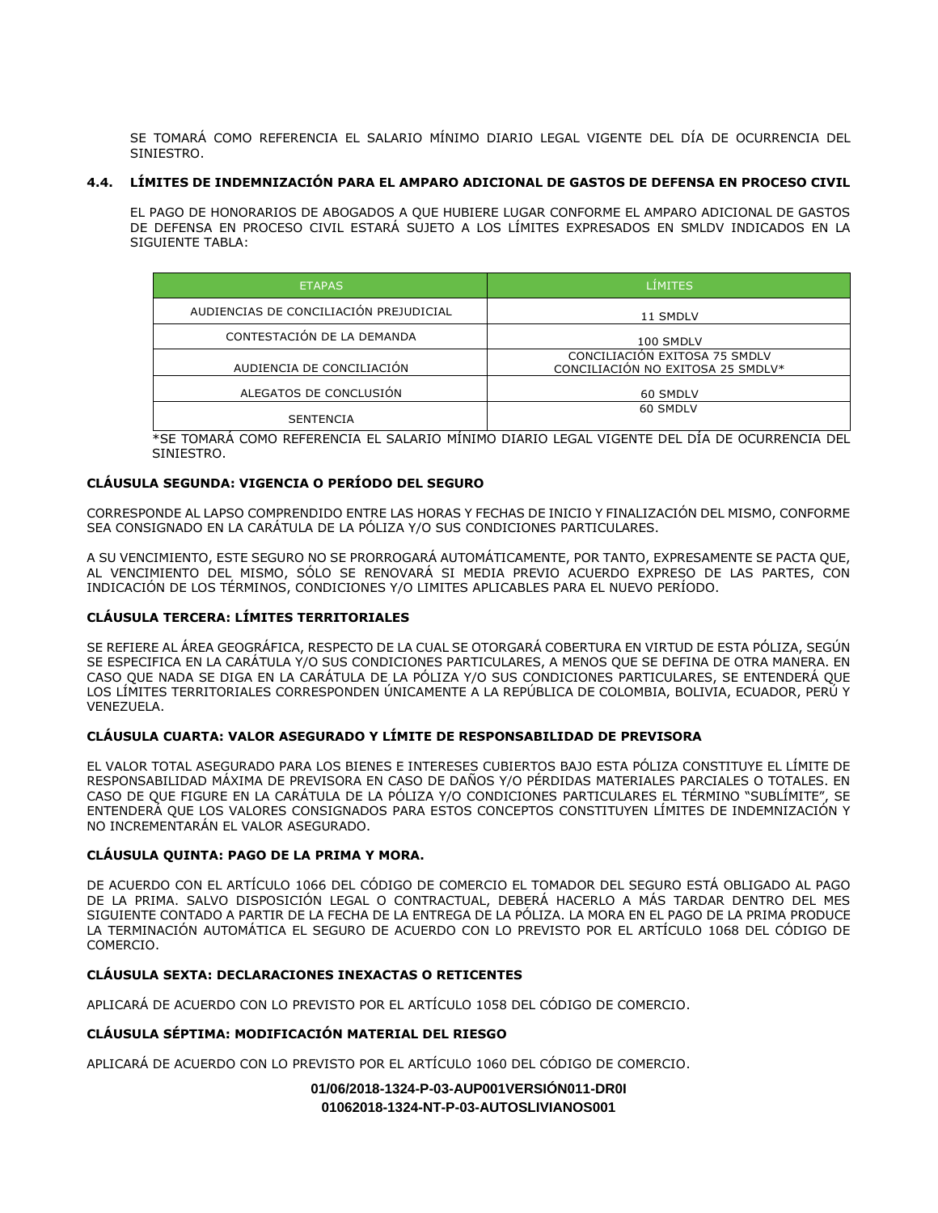SE TOMARÁ COMO REFERENCIA EL SALARIO MÍNIMO DIARIO LEGAL VIGENTE DEL DÍA DE OCURRENCIA DEL SINIESTRO.

### 4.4. LÍMITES DE INDEMNIZACIÓN PARA EL AMPARO ADICIONAL DE GASTOS DE DEFENSA EN PROCESO CIVIL

EL PAGO DE HONORARIOS DE ABOGADOS A QUE HUBIERE LUGAR CONFORME EL AMPARO ADICIONAL DE GASTOS DE DEFENSA EN PROCESO CIVIL ESTARÁ SUJETO A LOS LÍMITES EXPRESADOS EN SMLDV INDICADOS EN LA SIGUIENTE TABLA:

| ETAPAS | LÍMITES |
|---|---|
| AUDIENCIAS DE CONCILIACIÓN PREJUDICIAL | 11 SMDLV |
| CONTESTACIÓN DE LA DEMANDA | 100 SMDLV |
| AUDIENCIA DE CONCILIACIÓN | CONCILIACIÓN EXITOSA 75 SMDLV<br>CONCILIACIÓN NO EXITOSA 25 SMDLV* |
| ALEGATOS DE CONCLUSIÓN | 60 SMDLV |
| SENTENCIA | 60 SMDLV |

*SE TOMARÁ COMO REFERENCIA EL SALARIO MÍNIMO DIARIO LEGAL VIGENTE DEL DÍA DE OCURRENCIA DEL SINIESTRO.

## CLÁUSULA SEGUNDA: VIGENCIA O PERÍODO DEL SEGURO

CORRESPONDE AL LAPSO COMPRENDIDO ENTRE LAS HORAS Y FECHAS DE INICIO Y FINALIZACIÓN DEL MISMO, CONFORME SEA CONSIGNADO EN LA CARÁTULA DE LA PÓLIZA Y/O SUS CONDICIONES PARTICULARES.

A SU VENCIMIENTO, ESTE SEGURO NO SE PRORROGARÁ AUTOMÁTICAMENTE, POR TANTO, EXPRESAMENTE SE PACTA QUE, AL VENCIMIENTO DEL MISMO, SÓLO SE RENOVARÁ SI MEDIA PREVIO ACUERDO EXPRESO DE LAS PARTES, CON INDICACIÓN DE LOS TÉRMINOS, CONDICIONES Y/O LIMITES APLICABLES PARA EL NUEVO PERÍODO.

## CLÁUSULA TERCERA: LÍMITES TERRITORIALES

SE REFIERE AL ÁREA GEOGRÁFICA, RESPECTO DE LA CUAL SE OTORGARÁ COBERTURA EN VIRTUD DE ESTA PÓLIZA, SEGÚN SE ESPECIFICA EN LA CARÁTULA Y/O SUS CONDICIONES PARTICULARES, A MENOS QUE SE DEFINA DE OTRA MANERA. EN CASO QUE NADA SE DIGA EN LA CARÁTULA DE LA PÓLIZA Y/O SUS CONDICIONES PARTICULARES, SE ENTENDERÁ QUE LOS LÍMITES TERRITORIALES CORRESPONDEN ÚNICAMENTE A LA REPÚBLICA DE COLOMBIA, BOLIVIA, ECUADOR, PERÚ Y VENEZUELA.

## CLÁUSULA CUARTA: VALOR ASEGURADO Y LÍMITE DE RESPONSABILIDAD DE PREVISORA

EL VALOR TOTAL ASEGURADO PARA LOS BIENES E INTERESES CUBIERTOS BAJO ESTA PÓLIZA CONSTITUYE EL LÍMITE DE RESPONSABILIDAD MÁXIMA DE PREVISORA EN CASO DE DAÑOS Y/O PÉRDIDAS MATERIALES PARCIALES O TOTALES. EN CASO DE QUE FIGURE EN LA CARÁTULA DE LA PÓLIZA Y/O CONDICIONES PARTICULARES EL TÉRMINO "SUBLÍMITE", SE ENTENDERÁ QUE LOS VALORES CONSIGNADOS PARA ESTOS CONCEPTOS CONSTITUYEN LÍMITES DE INDEMNIZACIÓN Y NO INCREMENTARÁN EL VALOR ASEGURADO.

## CLÁUSULA QUINTA: PAGO DE LA PRIMA Y MORA.

DE ACUERDO CON EL ARTÍCULO 1066 DEL CÓDIGO DE COMERCIO EL TOMADOR DEL SEGURO ESTÁ OBLIGADO AL PAGO DE LA PRIMA. SALVO DISPOSICIÓN LEGAL O CONTRACTUAL, DEBERÁ HACERLO A MÁS TARDAR DENTRO DEL MES SIGUIENTE CONTADO A PARTIR DE LA FECHA DE LA ENTREGA DE LA PÓLIZA. LA MORA EN EL PAGO DE LA PRIMA PRODUCE LA TERMINACIÓN AUTOMÁTICA EL SEGURO DE ACUERDO CON LO PREVISTO POR EL ARTÍCULO 1068 DEL CÓDIGO DE COMERCIO.

## CLÁUSULA SEXTA: DECLARACIONES INEXACTAS O RETICENTES

APLICARÁ DE ACUERDO CON LO PREVISTO POR EL ARTÍCULO 1058 DEL CÓDIGO DE COMERCIO.

## CLÁUSULA SÉPTIMA: MODIFICACIÓN MATERIAL DEL RIESGO

APLICARÁ DE ACUERDO CON LO PREVISTO POR EL ARTÍCULO 1060 DEL CÓDIGO DE COMERCIO.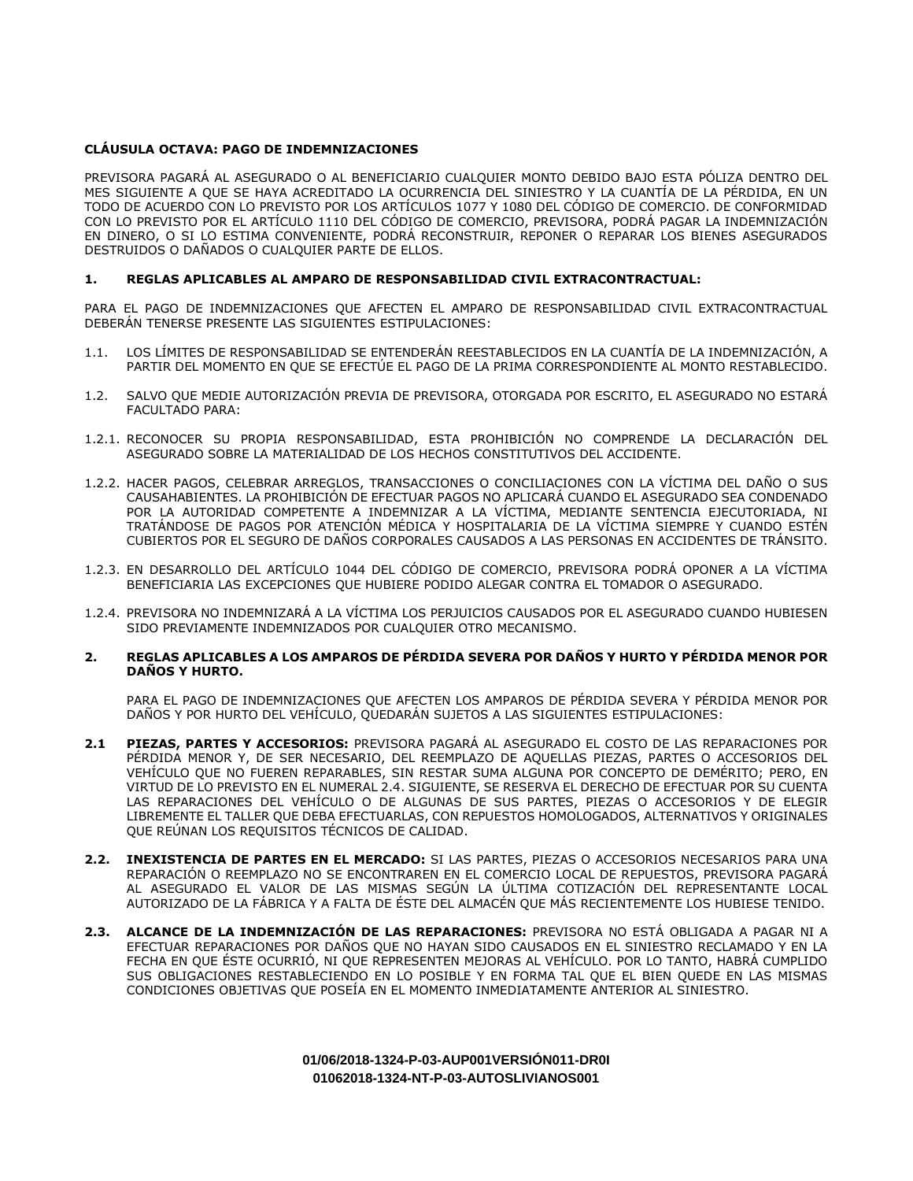**CLÁUSULA OCTAVA: PAGO DE INDEMNIZACIONES**

PREVISORA PAGARÁ AL ASEGURADO O AL BENEFICIARIO CUALQUIER MONTO DEBIDO BAJO ESTA PÓLIZA DENTRO DEL MES SIGUIENTE A QUE SE HAYA ACREDITADO LA OCURRENCIA DEL SINIESTRO Y LA CUANTÍA DE LA PÉRDIDA, EN UN TODO DE ACUERDO CON LO PREVISTO POR LOS ARTÍCULOS 1077 Y 1080 DEL CÓDIGO DE COMERCIO. DE CONFORMIDAD CON LO PREVISTO POR EL ARTÍCULO 1110 DEL CÓDIGO DE COMERCIO, PREVISORA, PODRÁ PAGAR LA INDEMNIZACIÓN EN DINERO, O SI LO ESTIMA CONVENIENTE, PODRÁ RECONSTRUIR, REPONER O REPARAR LOS BIENES ASEGURADOS DESTRUIDOS O DAÑADOS O CUALQUIER PARTE DE ELLOS.

**1. REGLAS APLICABLES AL AMPARO DE RESPONSABILIDAD CIVIL EXTRACONTRACTUAL:**

PARA EL PAGO DE INDEMNIZACIONES QUE AFECTEN EL AMPARO DE RESPONSABILIDAD CIVIL EXTRACONTRACTUAL DEBERÁN TENERSE PRESENTE LAS SIGUIENTES ESTIPULACIONES:

1.1. LOS LÍMITES DE RESPONSABILIDAD SE ENTENDERÁN REESTABLECIDOS EN LA CUANTÍA DE LA INDEMNIZACIÓN, A PARTIR DEL MOMENTO EN QUE SE EFECTÚE EL PAGO DE LA PRIMA CORRESPONDIENTE AL MONTO RESTABLECIDO.

1.2. SALVO QUE MEDIE AUTORIZACIÓN PREVIA DE PREVISORA, OTORGADA POR ESCRITO, EL ASEGURADO NO ESTARÁ FACULTADO PARA:

1.2.1. RECONOCER SU PROPIA RESPONSABILIDAD, ESTA PROHIBICIÓN NO COMPRENDE LA DECLARACIÓN DEL ASEGURADO SOBRE LA MATERIALIDAD DE LOS HECHOS CONSTITUTIVOS DEL ACCIDENTE.

1.2.2. HACER PAGOS, CELEBRAR ARREGLOS, TRANSACCIONES O CONCILIACIONES CON LA VÍCTIMA DEL DAÑO O SUS CAUSAHABIENTES. LA PROHIBICIÓN DE EFECTUAR PAGOS NO APLICARÁ CUANDO EL ASEGURADO SEA CONDENADO POR LA AUTORIDAD COMPETENTE A INDEMNIZAR A LA VÍCTIMA, MEDIANTE SENTENCIA EJECUTORIADA, NI TRATÁNDOSE DE PAGOS POR ATENCIÓN MÉDICA Y HOSPITALARIA DE LA VÍCTIMA SIEMPRE Y CUANDO ESTÉN CUBIERTOS POR EL SEGURO DE DAÑOS CORPORALES CAUSADOS A LAS PERSONAS EN ACCIDENTES DE TRÁNSITO.

1.2.3. EN DESARROLLO DEL ARTÍCULO 1044 DEL CÓDIGO DE COMERCIO, PREVISORA PODRÁ OPONER A LA VÍCTIMA BENEFICIARIA LAS EXCEPCIONES QUE HUBIERE PODIDO ALEGAR CONTRA EL TOMADOR O ASEGURADO.

1.2.4. PREVISORA NO INDEMNIZARÁ A LA VÍCTIMA LOS PERJUICIOS CAUSADOS POR EL ASEGURADO CUANDO HUBIESEN SIDO PREVIAMENTE INDEMNIZADOS POR CUALQUIER OTRO MECANISMO.

**2. REGLAS APLICABLES A LOS AMPAROS DE PÉRDIDA SEVERA POR DAÑOS Y HURTO Y PÉRDIDA MENOR POR DAÑOS Y HURTO.**

PARA EL PAGO DE INDEMNIZACIONES QUE AFECTEN LOS AMPAROS DE PÉRDIDA SEVERA Y PÉRDIDA MENOR POR DAÑOS Y POR HURTO DEL VEHÍCULO, QUEDARÁN SUJETOS A LAS SIGUIENTES ESTIPULACIONES:

**2.1 PIEZAS, PARTES Y ACCESORIOS:** PREVISORA PAGARÁ AL ASEGURADO EL COSTO DE LAS REPARACIONES POR PÉRDIDA MENOR Y, DE SER NECESARIO, DEL REEMPLAZO DE AQUELLAS PIEZAS, PARTES O ACCESORIOS DEL VEHÍCULO QUE NO FUEREN REPARABLES, SIN RESTAR SUMA ALGUNA POR CONCEPTO DE DEMÉRITO; PERO, EN VIRTUD DE LO PREVISTO EN EL NUMERAL 2.4. SIGUIENTE, SE RESERVA EL DERECHO DE EFECTUAR POR SU CUENTA LAS REPARACIONES DEL VEHÍCULO O DE ALGUNAS DE SUS PARTES, PIEZAS O ACCESORIOS Y DE ELEGIR LIBREMENTE EL TALLER QUE DEBA EFECTUARLAS, CON REPUESTOS HOMOLOGADOS, ALTERNATIVOS Y ORIGINALES QUE REÚNAN LOS REQUISITOS TÉCNICOS DE CALIDAD.

**2.2. INEXISTENCIA DE PARTES EN EL MERCADO:** SI LAS PARTES, PIEZAS O ACCESORIOS NECESARIOS PARA UNA REPARACIÓN O REEMPLAZO NO SE ENCONTRAREN EN EL COMERCIO LOCAL DE REPUESTOS, PREVISORA PAGARÁ AL ASEGURADO EL VALOR DE LAS MISMAS SEGÚN LA ÚLTIMA COTIZACIÓN DEL REPRESENTANTE LOCAL AUTORIZADO DE LA FÁBRICA Y A FALTA DE ÉSTE DEL ALMACÉN QUE MÁS RECIENTEMENTE LOS HUBIESE TENIDO.

**2.3. ALCANCE DE LA INDEMNIZACIÓN DE LAS REPARACIONES:** PREVISORA NO ESTÁ OBLIGADA A PAGAR NI A EFECTUAR REPARACIONES POR DAÑOS QUE NO HAYAN SIDO CAUSADOS EN EL SINIESTRO RECLAMADO Y EN LA FECHA EN QUE ÉSTE OCURRIÓ, NI QUE REPRESENTEN MEJORAS AL VEHÍCULO. POR LO TANTO, HABRÁ CUMPLIDO SUS OBLIGACIONES RESTABLECIENDO EN LO POSIBLE Y EN FORMA TAL QUE EL BIEN QUEDE EN LAS MISMAS CONDICIONES OBJETIVAS QUE POSEÍA EN EL MOMENTO INMEDIATAMENTE ANTERIOR AL SINIESTRO.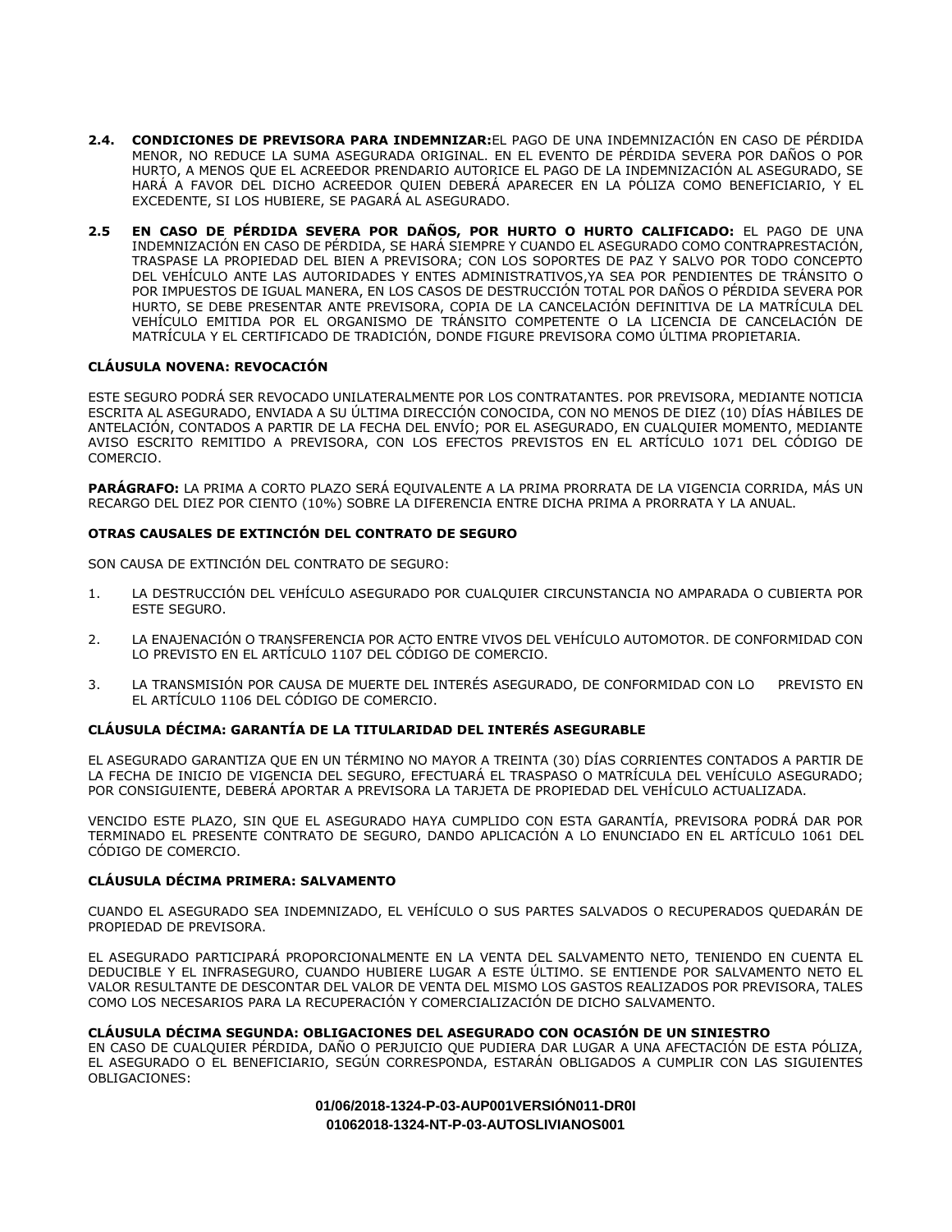2.4. **CONDICIONES DE PREVISORA PARA INDEMNIZAR:** EL PAGO DE UNA INDEMNIZACIÓN EN CASO DE PÉRDIDA MENOR, NO REDUCE LA SUMA ASEGURADA ORIGINAL. EN EL EVENTO DE PÉRDIDA SEVERA POR DAÑOS O POR HURTO, A MENOS QUE EL ACREEDOR PRENDARIO AUTORICE EL PAGO DE LA INDEMNIZACIÓN AL ASEGURADO, SE HARÁ A FAVOR DEL DICHO ACREEDOR QUIEN DEBERÁ APARECER EN LA PÓLIZA COMO BENEFICIARIO, Y EL EXCEDENTE, SI LOS HUBIERE, SE PAGARÁ AL ASEGURADO.

2.5 **EN CASO DE PÉRDIDA SEVERA POR DAÑOS, POR HURTO O HURTO CALIFICADO:** EL PAGO DE UNA INDEMNIZACIÓN EN CASO DE PÉRDIDA, SE HARÁ SIEMPRE Y CUANDO EL ASEGURADO COMO CONTRAPRESTACIÓN, TRASPASE LA PROPIEDAD DEL BIEN A PREVISORA; CON LOS SOPORTES DE PAZ Y SALVO POR TODO CONCEPTO DEL VEHÍCULO ANTE LAS AUTORIDADES Y ENTES ADMINISTRATIVOS,YA SEA POR PENDIENTES DE TRÁNSITO O POR IMPUESTOS DE IGUAL MANERA, EN LOS CASOS DE DESTRUCCIÓN TOTAL POR DAÑOS O PÉRDIDA SEVERA POR HURTO, SE DEBE PRESENTAR ANTE PREVISORA, COPIA DE LA CANCELACIÓN DEFINITIVA DE LA MATRÍCULA DEL VEHÍCULO EMITIDA POR EL ORGANISMO DE TRÁNSITO COMPETENTE O LA LICENCIA DE CANCELACIÓN DE MATRÍCULA Y EL CERTIFICADO DE TRADICIÓN, DONDE FIGURE PREVISORA COMO ÚLTIMA PROPIETARIA.

**CLÁUSULA NOVENA: REVOCACIÓN**

ESTE SEGURO PODRÁ SER REVOCADO UNILATERALMENTE POR LOS CONTRATANTES. POR PREVISORA, MEDIANTE NOTICIA ESCRITA AL ASEGURADO, ENVIADA A SU ÚLTIMA DIRECCIÓN CONOCIDA, CON NO MENOS DE DIEZ (10) DÍAS HÁBILES DE ANTELACIÓN, CONTADOS A PARTIR DE LA FECHA DEL ENVÍO; POR EL ASEGURADO, EN CUALQUIER MOMENTO, MEDIANTE AVISO ESCRITO REMITIDO A PREVISORA, CON LOS EFECTOS PREVISTOS EN EL ARTÍCULO 1071 DEL CÓDIGO DE COMERCIO.

**PARÁGRAFO:** LA PRIMA A CORTO PLAZO SERÁ EQUIVALENTE A LA PRIMA PRORRATA DE LA VIGENCIA CORRIDA, MÁS UN RECARGO DEL DIEZ POR CIENTO (10%) SOBRE LA DIFERENCIA ENTRE DICHA PRIMA A PRORRATA Y LA ANUAL.

**OTRAS CAUSALES DE EXTINCIÓN DEL CONTRATO DE SEGURO**

SON CAUSA DE EXTINCIÓN DEL CONTRATO DE SEGURO:

1. LA DESTRUCCIÓN DEL VEHÍCULO ASEGURADO POR CUALQUIER CIRCUNSTANCIA NO AMPARADA O CUBIERTA POR ESTE SEGURO.

2. LA ENAJENACIÓN O TRANSFERENCIA POR ACTO ENTRE VIVOS DEL VEHÍCULO AUTOMOTOR. DE CONFORMIDAD CON LO PREVISTO EN EL ARTÍCULO 1107 DEL CÓDIGO DE COMERCIO.

3. LA TRANSMISIÓN POR CAUSA DE MUERTE DEL INTERÉS ASEGURADO, DE CONFORMIDAD CON LO PREVISTO EN EL ARTÍCULO 1106 DEL CÓDIGO DE COMERCIO.

**CLÁUSULA DÉCIMA: GARANTÍA DE LA TITULARIDAD DEL INTERÉS ASEGURABLE**

EL ASEGURADO GARANTIZA QUE EN UN TÉRMINO NO MAYOR A TREINTA (30) DÍAS CORRIENTES CONTADOS A PARTIR DE LA FECHA DE INICIO DE VIGENCIA DEL SEGURO, EFECTUARÁ EL TRASPASO O MATRÍCULA DEL VEHÍCULO ASEGURADO; POR CONSIGUIENTE, DEBERÁ APORTAR A PREVISORA LA TARJETA DE PROPIEDAD DEL VEHÍCULO ACTUALIZADA.

VENCIDO ESTE PLAZO, SIN QUE EL ASEGURADO HAYA CUMPLIDO CON ESTA GARANTÍA, PREVISORA PODRÁ DAR POR TERMINADO EL PRESENTE CONTRATO DE SEGURO, DANDO APLICACIÓN A LO ENUNCIADO EN EL ARTÍCULO 1061 DEL CÓDIGO DE COMERCIO.

**CLÁUSULA DÉCIMA PRIMERA: SALVAMENTO**

CUANDO EL ASEGURADO SEA INDEMNIZADO, EL VEHÍCULO O SUS PARTES SALVADOS O RECUPERADOS QUEDARÁN DE PROPIEDAD DE PREVISORA.

EL ASEGURADO PARTICIPARÁ PROPORCIONALMENTE EN LA VENTA DEL SALVAMENTO NETO, TENIENDO EN CUENTA EL DEDUCIBLE Y EL INFRASEGURO, CUANDO HUBIERE LUGAR A ESTE ÚLTIMO. SE ENTIENDE POR SALVAMENTO NETO EL VALOR RESULTANTE DE DESCONTAR DEL VALOR DE VENTA DEL MISMO LOS GASTOS REALIZADOS POR PREVISORA, TALES COMO LOS NECESARIOS PARA LA RECUPERACIÓN Y COMERCIALIZACIÓN DE DICHO SALVAMENTO.

**CLÁUSULA DÉCIMA SEGUNDA: OBLIGACIONES DEL ASEGURADO CON OCASIÓN DE UN SINIESTRO**

EN CASO DE CUALQUIER PÉRDIDA, DAÑO O PERJUICIO QUE PUDIERA DAR LUGAR A UNA AFECTACIÓN DE ESTA PÓLIZA, EL ASEGURADO O EL BENEFICIARIO, SEGÚN CORRESPONDA, ESTARÁN OBLIGADOS A CUMPLIR CON LAS SIGUIENTES OBLIGACIONES: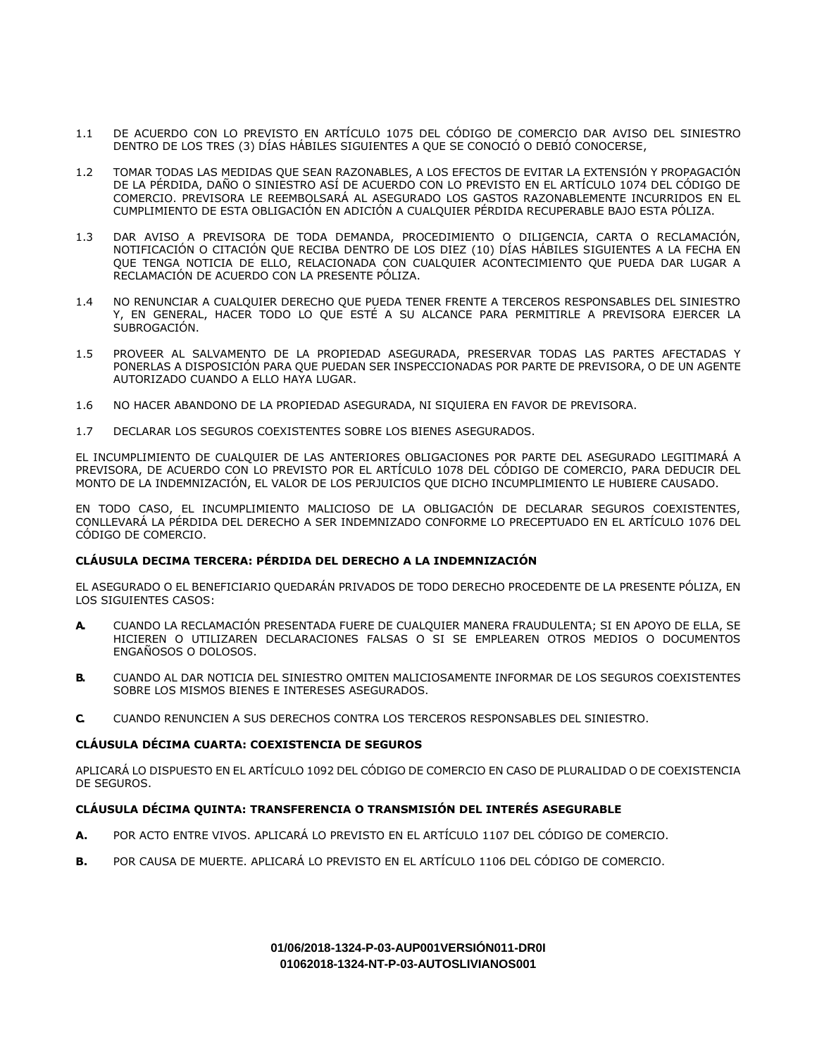1.1 DE ACUERDO CON LO PREVISTO EN ARTÍCULO 1075 DEL CÓDIGO DE COMERCIO DAR AVISO DEL SINIESTRO DENTRO DE LOS TRES (3) DÍAS HÁBILES SIGUIENTES A QUE SE CONOCIÓ O DEBIÓ CONOCERSE,

1.2 TOMAR TODAS LAS MEDIDAS QUE SEAN RAZONABLES, A LOS EFECTOS DE EVITAR LA EXTENSIÓN Y PROPAGACIÓN DE LA PÉRDIDA, DAÑO O SINIESTRO ASÍ DE ACUERDO CON LO PREVISTO EN EL ARTÍCULO 1074 DEL CÓDIGO DE COMERCIO. PREVISORA LE REEMBOLSARÁ AL ASEGURADO LOS GASTOS RAZONABLEMENTE INCURRIDOS EN EL CUMPLIMIENTO DE ESTA OBLIGACIÓN EN ADICIÓN A CUALQUIER PÉRDIDA RECUPERABLE BAJO ESTA PÓLIZA.

1.3 DAR AVISO A PREVISORA DE TODA DEMANDA, PROCEDIMIENTO O DILIGENCIA, CARTA O RECLAMACIÓN, NOTIFICACIÓN O CITACIÓN QUE RECIBA DENTRO DE LOS DIEZ (10) DÍAS HÁBILES SIGUIENTES A LA FECHA EN QUE TENGA NOTICIA DE ELLO, RELACIONADA CON CUALQUIER ACONTECIMIENTO QUE PUEDA DAR LUGAR A RECLAMACIÓN DE ACUERDO CON LA PRESENTE PÓLIZA.

1.4 NO RENUNCIAR A CUALQUIER DERECHO QUE PUEDA TENER FRENTE A TERCEROS RESPONSABLES DEL SINIESTRO Y, EN GENERAL, HACER TODO LO QUE ESTÉ A SU ALCANCE PARA PERMITIRLE A PREVISORA EJERCER LA SUBROGACIÓN.

1.5 PROVEER AL SALVAMENTO DE LA PROPIEDAD ASEGURADA, PRESERVAR TODAS LAS PARTES AFECTADAS Y PONERLAS A DISPOSICIÓN PARA QUE PUEDAN SER INSPECCIONADAS POR PARTE DE PREVISORA, O DE UN AGENTE AUTORIZADO CUANDO A ELLO HAYA LUGAR.

1.6 NO HACER ABANDONO DE LA PROPIEDAD ASEGURADA, NI SIQUIERA EN FAVOR DE PREVISORA.

1.7 DECLARAR LOS SEGUROS COEXISTENTES SOBRE LOS BIENES ASEGURADOS.

EL INCUMPLIMIENTO DE CUALQUIER DE LAS ANTERIORES OBLIGACIONES POR PARTE DEL ASEGURADO LEGITIMARÁ A PREVISORA, DE ACUERDO CON LO PREVISTO POR EL ARTÍCULO 1078 DEL CÓDIGO DE COMERCIO, PARA DEDUCIR DEL MONTO DE LA INDEMNIZACIÓN, EL VALOR DE LOS PERJUICIOS QUE DICHO INCUMPLIMIENTO LE HUBIERE CAUSADO.

EN TODO CASO, EL INCUMPLIMIENTO MALICIOSO DE LA OBLIGACIÓN DE DECLARAR SEGUROS COEXISTENTES, CONLLEVARÁ LA PÉRDIDA DEL DERECHO A SER INDEMNIZADO CONFORME LO PRECEPTUADO EN EL ARTÍCULO 1076 DEL CÓDIGO DE COMERCIO.

**CLÁUSULA DECIMA TERCERA: PÉRDIDA DEL DERECHO A LA INDEMNIZACIÓN**

EL ASEGURADO O EL BENEFICIARIO QUEDARÁN PRIVADOS DE TODO DERECHO PROCEDENTE DE LA PRESENTE PÓLIZA, EN LOS SIGUIENTES CASOS:

**A.** CUANDO LA RECLAMACIÓN PRESENTADA FUERE DE CUALQUIER MANERA FRAUDULENTA; SI EN APOYO DE ELLA, SE HICIEREN O UTILIZAREN DECLARACIONES FALSAS O SI SE EMPLEAREN OTROS MEDIOS O DOCUMENTOS ENGAÑOSOS O DOLOSOS.

**B.** CUANDO AL DAR NOTICIA DEL SINIESTRO OMITEN MALICIOSAMENTE INFORMAR DE LOS SEGUROS COEXISTENTES SOBRE LOS MISMOS BIENES E INTERESES ASEGURADOS.

**C.** CUANDO RENUNCIEN A SUS DERECHOS CONTRA LOS TERCEROS RESPONSABLES DEL SINIESTRO.

**CLÁUSULA DÉCIMA CUARTA: COEXISTENCIA DE SEGUROS**

APLICARÁ LO DISPUESTO EN EL ARTÍCULO 1092 DEL CÓDIGO DE COMERCIO EN CASO DE PLURALIDAD O DE COEXISTENCIA DE SEGUROS.

**CLÁUSULA DÉCIMA QUINTA: TRANSFERENCIA O TRANSMISIÓN DEL INTERÉS ASEGURABLE**

**A.** POR ACTO ENTRE VIVOS. APLICARÁ LO PREVISTO EN EL ARTÍCULO 1107 DEL CÓDIGO DE COMERCIO.

**B.** POR CAUSA DE MUERTE. APLICARÁ LO PREVISTO EN EL ARTÍCULO 1106 DEL CÓDIGO DE COMERCIO.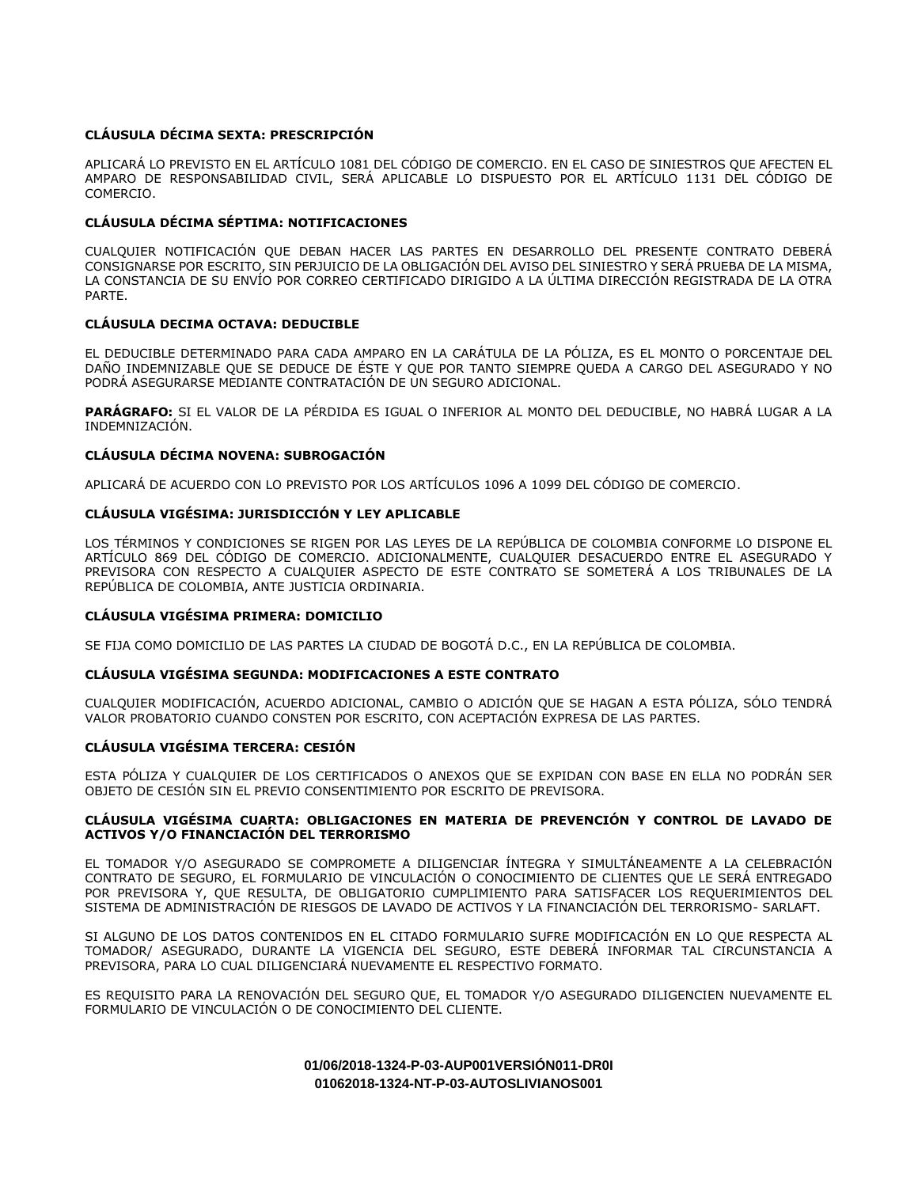**CLÁUSULA DÉCIMA SEXTA: PRESCRIPCIÓN**

APLICARÁ LO PREVISTO EN EL ARTÍCULO 1081 DEL CÓDIGO DE COMERCIO. EN EL CASO DE SINIESTROS QUE AFECTEN EL AMPARO DE RESPONSABILIDAD CIVIL, SERÁ APLICABLE LO DISPUESTO POR EL ARTÍCULO 1131 DEL CÓDIGO DE COMERCIO.

**CLÁUSULA DÉCIMA SÉPTIMA: NOTIFICACIONES**

CUALQUIER NOTIFICACIÓN QUE DEBAN HACER LAS PARTES EN DESARROLLO DEL PRESENTE CONTRATO DEBERÁ CONSIGNARSE POR ESCRITO, SIN PERJUICIO DE LA OBLIGACIÓN DEL AVISO DEL SINIESTRO Y SERÁ PRUEBA DE LA MISMA, LA CONSTANCIA DE SU ENVÍO POR CORREO CERTIFICADO DIRIGIDO A LA ÚLTIMA DIRECCIÓN REGISTRADA DE LA OTRA PARTE.

**CLÁUSULA DECIMA OCTAVA: DEDUCIBLE**

EL DEDUCIBLE DETERMINADO PARA CADA AMPARO EN LA CARÁTULA DE LA PÓLIZA, ES EL MONTO O PORCENTAJE DEL DAÑO INDEMNIZABLE QUE SE DEDUCE DE ÉSTE Y QUE POR TANTO SIEMPRE QUEDA A CARGO DEL ASEGURADO Y NO PODRÁ ASEGURARSE MEDIANTE CONTRATACIÓN DE UN SEGURO ADICIONAL.

**PARÁGRAFO:** SI EL VALOR DE LA PÉRDIDA ES IGUAL O INFERIOR AL MONTO DEL DEDUCIBLE, NO HABRÁ LUGAR A LA INDEMNIZACIÓN.

**CLÁUSULA DÉCIMA NOVENA: SUBROGACIÓN**

APLICARÁ DE ACUERDO CON LO PREVISTO POR LOS ARTÍCULOS 1096 A 1099 DEL CÓDIGO DE COMERCIO.

**CLÁUSULA VIGÉSIMA: JURISDICCIÓN Y LEY APLICABLE**

LOS TÉRMINOS Y CONDICIONES SE RIGEN POR LAS LEYES DE LA REPÚBLICA DE COLOMBIA CONFORME LO DISPONE EL ARTÍCULO 869 DEL CÓDIGO DE COMERCIO. ADICIONALMENTE, CUALQUIER DESACUERDO ENTRE EL ASEGURADO Y PREVISORA CON RESPECTO A CUALQUIER ASPECTO DE ESTE CONTRATO SE SOMETERÁ A LOS TRIBUNALES DE LA REPÚBLICA DE COLOMBIA, ANTE JUSTICIA ORDINARIA.

**CLÁUSULA VIGÉSIMA PRIMERA: DOMICILIO**

SE FIJA COMO DOMICILIO DE LAS PARTES LA CIUDAD DE BOGOTÁ D.C., EN LA REPÚBLICA DE COLOMBIA.

**CLÁUSULA VIGÉSIMA SEGUNDA: MODIFICACIONES A ESTE CONTRATO**

CUALQUIER MODIFICACIÓN, ACUERDO ADICIONAL, CAMBIO O ADICIÓN QUE SE HAGAN A ESTA PÓLIZA, SÓLO TENDRÁ VALOR PROBATORIO CUANDO CONSTEN POR ESCRITO, CON ACEPTACIÓN EXPRESA DE LAS PARTES.

**CLÁUSULA VIGÉSIMA TERCERA: CESIÓN**

ESTA PÓLIZA Y CUALQUIER DE LOS CERTIFICADOS O ANEXOS QUE SE EXPIDAN CON BASE EN ELLA NO PODRÁN SER OBJETO DE CESIÓN SIN EL PREVIO CONSENTIMIENTO POR ESCRITO DE PREVISORA.

**CLÁUSULA VIGÉSIMA CUARTA: OBLIGACIONES EN MATERIA DE PREVENCIÓN Y CONTROL DE LAVADO DE ACTIVOS Y/O FINANCIACIÓN DEL TERRORISMO**

EL TOMADOR Y/O ASEGURADO SE COMPROMETE A DILIGENCIAR ÍNTEGRA Y SIMULTÁNEAMENTE A LA CELEBRACIÓN CONTRATO DE SEGURO, EL FORMULARIO DE VINCULACIÓN O CONOCIMIENTO DE CLIENTES QUE LE SERÁ ENTREGADO POR PREVISORA Y, QUE RESULTA, DE OBLIGATORIO CUMPLIMIENTO PARA SATISFACER LOS REQUERIMIENTOS DEL SISTEMA DE ADMINISTRACIÓN DE RIESGOS DE LAVADO DE ACTIVOS Y LA FINANCIACIÓN DEL TERRORISMO- SARLAFT.

SI ALGUNO DE LOS DATOS CONTENIDOS EN EL CITADO FORMULARIO SUFRE MODIFICACIÓN EN LO QUE RESPECTA AL TOMADOR/ ASEGURADO, DURANTE LA VIGENCIA DEL SEGURO, ESTE DEBERÁ INFORMAR TAL CIRCUNSTANCIA A PREVISORA, PARA LO CUAL DILIGENCIARÁ NUEVAMENTE EL RESPECTIVO FORMATO.

ES REQUISITO PARA LA RENOVACIÓN DEL SEGURO QUE, EL TOMADOR Y/O ASEGURADO DILIGENCIEN NUEVAMENTE EL FORMULARIO DE VINCULACIÓN O DE CONOCIMIENTO DEL CLIENTE.

**01/06/2018-1324-P-03-AUP001VERSIÓN011-DR0I**
**01062018-1324-NT-P-03-AUTOSLIVIANOS001**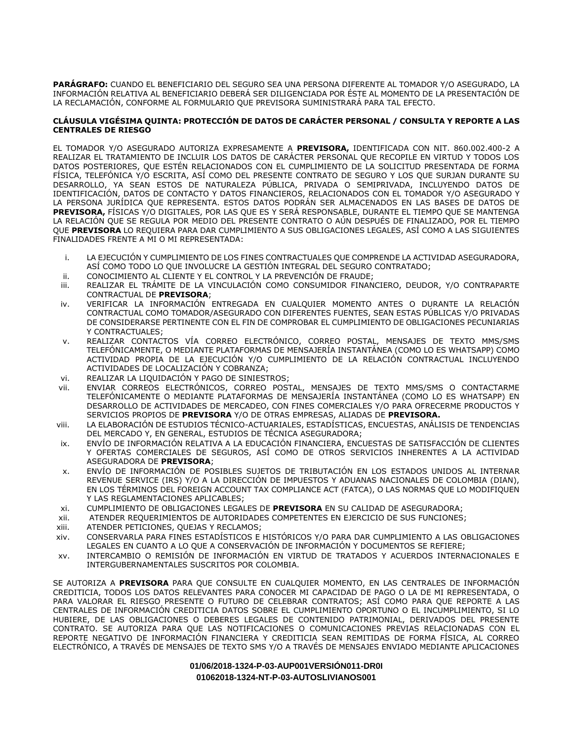**PARÁGRAFO:** CUANDO EL BENEFICIARIO DEL SEGURO SEA UNA PERSONA DIFERENTE AL TOMADOR Y/O ASEGURADO, LA INFORMACIÓN RELATIVA AL BENEFICIARIO DEBERÁ SER DILIGENCIADA POR ÉSTE AL MOMENTO DE LA PRESENTACIÓN DE LA RECLAMACIÓN, CONFORME AL FORMULARIO QUE PREVISORA SUMINISTRARÁ PARA TAL EFECTO.

**CLÁUSULA VIGÉSIMA QUINTA: PROTECCIÓN DE DATOS DE CARÁCTER PERSONAL / CONSULTA Y REPORTE A LAS CENTRALES DE RIESGO**

EL TOMADOR Y/O ASEGURADO AUTORIZA EXPRESAMENTE A **PREVISORA,** IDENTIFICADA CON NIT. 860.002.400-2 A REALIZAR EL TRATAMIENTO DE INCLUIR LOS DATOS DE CARÁCTER PERSONAL QUE RECOPILE EN VIRTUD Y TODOS LOS DATOS POSTERIORES, QUE ESTÉN RELACIONADOS CON EL CUMPLIMIENTO DE LA SOLICITUD PRESENTADA DE FORMA FÍSICA, TELEFÓNICA Y/O ESCRITA, ASÍ COMO DEL PRESENTE CONTRATO DE SEGURO Y LOS QUE SURJAN DURANTE SU DESARROLLO, YA SEAN ESTOS DE NATURALEZA PÚBLICA, PRIVADA O SEMIPRIVADA, INCLUYENDO DATOS DE IDENTIFICACIÓN, DATOS DE CONTACTO Y DATOS FINANCIEROS, RELACIONADOS CON EL TOMADOR Y/O ASEGURADO Y LA PERSONA JURÍDICA QUE REPRESENTA. ESTOS DATOS PODRÁN SER ALMACENADOS EN LAS BASES DE DATOS DE **PREVISORA,** FÍSICAS Y/O DIGITALES, POR LAS QUE ES Y SERÁ RESPONSABLE, DURANTE EL TIEMPO QUE SE MANTENGA LA RELACIÓN QUE SE REGULA POR MEDIO DEL PRESENTE CONTRATO O AÚN DESPUÉS DE FINALIZADO, POR EL TIEMPO QUE **PREVISORA** LO REQUIERA PARA DAR CUMPLIMIENTO A SUS OBLIGACIONES LEGALES, ASÍ COMO A LAS SIGUIENTES FINALIDADES FRENTE A MI O MI REPRESENTADA:

i. LA EJECUCIÓN Y CUMPLIMIENTO DE LOS FINES CONTRACTUALES QUE COMPRENDE LA ACTIVIDAD ASEGURADORA, ASÍ COMO TODO LO QUE INVOLUCRE LA GESTIÓN INTEGRAL DEL SEGURO CONTRATADO;
ii. CONOCIMIENTO AL CLIENTE Y EL CONTROL Y LA PREVENCIÓN DE FRAUDE;
iii. REALIZAR EL TRÁMITE DE LA VINCULACIÓN COMO CONSUMIDOR FINANCIERO, DEUDOR, Y/O CONTRAPARTE CONTRACTUAL DE **PREVISORA**;
iv. VERIFICAR LA INFORMACIÓN ENTREGADA EN CUALQUIER MOMENTO ANTES O DURANTE LA RELACIÓN CONTRACTUAL COMO TOMADOR/ASEGURADO CON DIFERENTES FUENTES, SEAN ESTAS PÚBLICAS Y/O PRIVADAS DE CONSIDERARSE PERTINENTE CON EL FIN DE COMPROBAR EL CUMPLIMIENTO DE OBLIGACIONES PECUNIARIAS Y CONTRACTUALES;
v. REALIZAR CONTACTOS VÍA CORREO ELECTRÓNICO, CORREO POSTAL, MENSAJES DE TEXTO MMS/SMS TELEFÓNICAMENTE, O MEDIANTE PLATAFORMAS DE MENSAJERÍA INSTANTÁNEA (COMO LO ES WHATSAPP) COMO ACTIVIDAD PROPIA DE LA EJECUCIÓN Y/O CUMPLIMIENTO DE LA RELACIÓN CONTRACTUAL INCLUYENDO ACTIVIDADES DE LOCALIZACIÓN Y COBRANZA;
vi. REALIZAR LA LIQUIDACIÓN Y PAGO DE SINIESTROS;
vii. ENVIAR CORREOS ELECTRÓNICOS, CORREO POSTAL, MENSAJES DE TEXTO MMS/SMS O CONTACTARME TELEFÓNICAMENTE O MEDIANTE PLATAFORMAS DE MENSAJERÍA INSTANTÁNEA (COMO LO ES WHATSAPP) EN DESARROLLO DE ACTIVIDADES DE MERCADEO, CON FINES COMERCIALES Y/O PARA OFRECERME PRODUCTOS Y SERVICIOS PROPIOS DE **PREVISORA** Y/O DE OTRAS EMPRESAS, ALIADAS DE **PREVISORA.**
viii. LA ELABORACIÓN DE ESTUDIOS TÉCNICO-ACTUARIALES, ESTADÍSTICAS, ENCUESTAS, ANÁLISIS DE TENDENCIAS DEL MERCADO Y, EN GENERAL, ESTUDIOS DE TÉCNICA ASEGURADORA;
ix. ENVÍO DE INFORMACIÓN RELATIVA A LA EDUCACIÓN FINANCIERA, ENCUESTAS DE SATISFACCIÓN DE CLIENTES Y OFERTAS COMERCIALES DE SEGUROS, ASÍ COMO DE OTROS SERVICIOS INHERENTES A LA ACTIVIDAD ASEGURADORA DE **PREVISORA**;
x. ENVÍO DE INFORMACIÓN DE POSIBLES SUJETOS DE TRIBUTACIÓN EN LOS ESTADOS UNIDOS AL INTERNAR REVENUE SERVICE (IRS) Y/O A LA DIRECCIÓN DE IMPUESTOS Y ADUANAS NACIONALES DE COLOMBIA (DIAN), EN LOS TÉRMINOS DEL FOREIGN ACCOUNT TAX COMPLIANCE ACT (FATCA), O LAS NORMAS QUE LO MODIFIQUEN Y LAS REGLAMENTACIONES APLICABLES;
xi. CUMPLIMIENTO DE OBLIGACIONES LEGALES DE **PREVISORA** EN SU CALIDAD DE ASEGURADORA;
xii. ATENDER REQUERIMIENTOS DE AUTORIDADES COMPETENTES EN EJERCICIO DE SUS FUNCIONES;
xiii. ATENDER PETICIONES, QUEJAS Y RECLAMOS;
xiv. CONSERVARLA PARA FINES ESTADÍSTICOS E HISTÓRICOS Y/O PARA DAR CUMPLIMIENTO A LAS OBLIGACIONES LEGALES EN CUANTO A LO QUE A CONSERVACIÓN DE INFORMACIÓN Y DOCUMENTOS SE REFIERE;
xv. INTERCAMBIO O REMISIÓN DE INFORMACIÓN EN VIRTUD DE TRATADOS Y ACUERDOS INTERNACIONALES E INTERGUBERNAMENTALES SUSCRITOS POR COLOMBIA.

SE AUTORIZA A **PREVISORA** PARA QUE CONSULTE EN CUALQUIER MOMENTO, EN LAS CENTRALES DE INFORMACIÓN CREDITICIA, TODOS LOS DATOS RELEVANTES PARA CONOCER MI CAPACIDAD DE PAGO O LA DE MI REPRESENTADA, O PARA VALORAR EL RIESGO PRESENTE O FUTURO DE CELEBRAR CONTRATOS; ASÍ COMO PARA QUE REPORTE A LAS CENTRALES DE INFORMACIÓN CREDITICIA DATOS SOBRE EL CUMPLIMIENTO OPORTUNO O EL INCUMPLIMIENTO, SI LO HUBIERE, DE LAS OBLIGACIONES O DEBERES LEGALES DE CONTENIDO PATRIMONIAL, DERIVADOS DEL PRESENTE CONTRATO. SE AUTORIZA PARA QUE LAS NOTIFICACIONES O COMUNICACIONES PREVIAS RELACIONADAS CON EL REPORTE NEGATIVO DE INFORMACIÓN FINANCIERA Y CREDITICIA SEAN REMITIDAS DE FORMA FÍSICA, AL CORREO ELECTRÓNICO, A TRAVÉS DE MENSAJES DE TEXTO SMS Y/O A TRAVÉS DE MENSAJES ENVIADO MEDIANTE APLICACIONES

**01/06/2018-1324-P-03-AUP001VERSIÓN011-DR0I**
**01062018-1324-NT-P-03-AUTOSLIVIANOS001**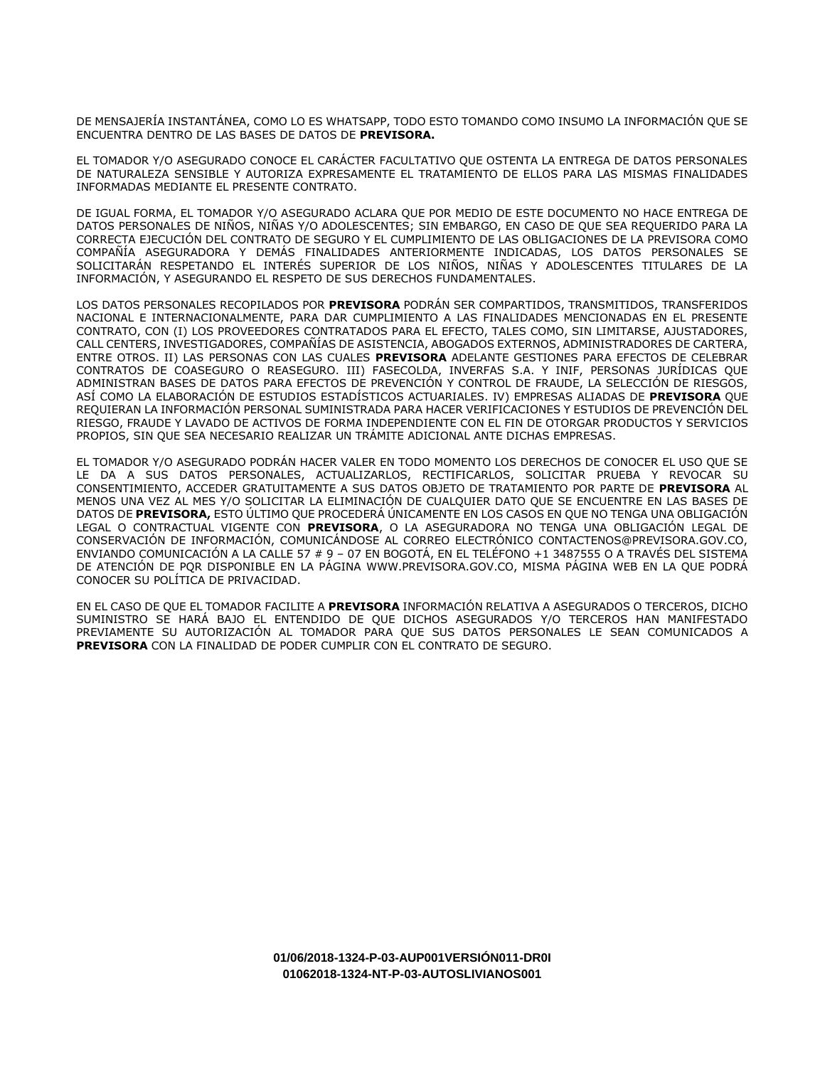DE MENSAJERÍA INSTANTÁNEA, COMO LO ES WHATSAPP, TODO ESTO TOMANDO COMO INSUMO LA INFORMACIÓN QUE SE ENCUENTRA DENTRO DE LAS BASES DE DATOS DE **PREVISORA.**

EL TOMADOR Y/O ASEGURADO CONOCE EL CARÁCTER FACULTATIVO QUE OSTENTA LA ENTREGA DE DATOS PERSONALES DE NATURALEZA SENSIBLE Y AUTORIZA EXPRESAMENTE EL TRATAMIENTO DE ELLOS PARA LAS MISMAS FINALIDADES INFORMADAS MEDIANTE EL PRESENTE CONTRATO.

DE IGUAL FORMA, EL TOMADOR Y/O ASEGURADO ACLARA QUE POR MEDIO DE ESTE DOCUMENTO NO HACE ENTREGA DE DATOS PERSONALES DE NIÑOS, NIÑAS Y/O ADOLESCENTES; SIN EMBARGO, EN CASO DE QUE SEA REQUERIDO PARA LA CORRECTA EJECUCIÓN DEL CONTRATO DE SEGURO Y EL CUMPLIMIENTO DE LAS OBLIGACIONES DE LA PREVISORA COMO COMPAÑÍA ASEGURADORA Y DEMÁS FINALIDADES ANTERIORMENTE INDICADAS, LOS DATOS PERSONALES SE SOLICITARÁN RESPETANDO EL INTERÉS SUPERIOR DE LOS NIÑOS, NIÑAS Y ADOLESCENTES TITULARES DE LA INFORMACIÓN, Y ASEGURANDO EL RESPETO DE SUS DERECHOS FUNDAMENTALES.

LOS DATOS PERSONALES RECOPILADOS POR **PREVISORA** PODRÁN SER COMPARTIDOS, TRANSMITIDOS, TRANSFERIDOS NACIONAL E INTERNACIONALMENTE, PARA DAR CUMPLIMIENTO A LAS FINALIDADES MENCIONADAS EN EL PRESENTE CONTRATO, CON (I) LOS PROVEEDORES CONTRATADOS PARA EL EFECTO, TALES COMO, SIN LIMITARSE, AJUSTADORES, CALL CENTERS, INVESTIGADORES, COMPAÑÍAS DE ASISTENCIA, ABOGADOS EXTERNOS, ADMINISTRADORES DE CARTERA, ENTRE OTROS. II) LAS PERSONAS CON LAS CUALES **PREVISORA** ADELANTE GESTIONES PARA EFECTOS DE CELEBRAR CONTRATOS DE COASEGURO O REASEGURO. III) FASECOLDA, INVERFAS S.A. Y INIF, PERSONAS JURÍDICAS QUE ADMINISTRAN BASES DE DATOS PARA EFECTOS DE PREVENCIÓN Y CONTROL DE FRAUDE, LA SELECCIÓN DE RIESGOS, ASÍ COMO LA ELABORACIÓN DE ESTUDIOS ESTADÍSTICOS ACTUARIALES. IV) EMPRESAS ALIADAS DE **PREVISORA** QUE REQUIERAN LA INFORMACIÓN PERSONAL SUMINISTRADA PARA HACER VERIFICACIONES Y ESTUDIOS DE PREVENCIÓN DEL RIESGO, FRAUDE Y LAVADO DE ACTIVOS DE FORMA INDEPENDIENTE CON EL FIN DE OTORGAR PRODUCTOS Y SERVICIOS PROPIOS, SIN QUE SEA NECESARIO REALIZAR UN TRÁMITE ADICIONAL ANTE DICHAS EMPRESAS.

EL TOMADOR Y/O ASEGURADO PODRÁN HACER VALER EN TODO MOMENTO LOS DERECHOS DE CONOCER EL USO QUE SE LE DA A SUS DATOS PERSONALES, ACTUALIZARLOS, RECTIFICARLOS, SOLICITAR PRUEBA Y REVOCAR SU CONSENTIMIENTO, ACCEDER GRATUITAMENTE A SUS DATOS OBJETO DE TRATAMIENTO POR PARTE DE **PREVISORA** AL MENOS UNA VEZ AL MES Y/O SOLICITAR LA ELIMINACIÓN DE CUALQUIER DATO QUE SE ENCUENTRE EN LAS BASES DE DATOS DE **PREVISORA,** ESTO ÚLTIMO QUE PROCEDERÁ ÚNICAMENTE EN LOS CASOS EN QUE NO TENGA UNA OBLIGACIÓN LEGAL O CONTRACTUAL VIGENTE CON **PREVISORA**, O LA ASEGURADORA NO TENGA UNA OBLIGACIÓN LEGAL DE CONSERVACIÓN DE INFORMACIÓN, COMUNICÁNDOSE AL CORREO ELECTRÓNICO CONTACTENOS@PREVISORA.GOV.CO, ENVIANDO COMUNICACIÓN A LA CALLE 57 # 9 – 07 EN BOGOTÁ, EN EL TELÉFONO +1 3487555 O A TRAVÉS DEL SISTEMA DE ATENCIÓN DE PQR DISPONIBLE EN LA PÁGINA WWW.PREVISORA.GOV.CO, MISMA PÁGINA WEB EN LA QUE PODRÁ CONOCER SU POLÍTICA DE PRIVACIDAD.

EN EL CASO DE QUE EL TOMADOR FACILITE A **PREVISORA** INFORMACIÓN RELATIVA A ASEGURADOS O TERCEROS, DICHO SUMINISTRO SE HARÁ BAJO EL ENTENDIDO DE QUE DICHOS ASEGURADOS Y/O TERCEROS HAN MANIFESTADO PREVIAMENTE SU AUTORIZACIÓN AL TOMADOR PARA QUE SUS DATOS PERSONALES LE SEAN COMUNICADOS A **PREVISORA** CON LA FINALIDAD DE PODER CUMPLIR CON EL CONTRATO DE SEGURO.

**01/06/2018-1324-P-03-AUP001VERSIÓN011-DR0I**
**01062018-1324-NT-P-03-AUTOSLIVIANOS001**